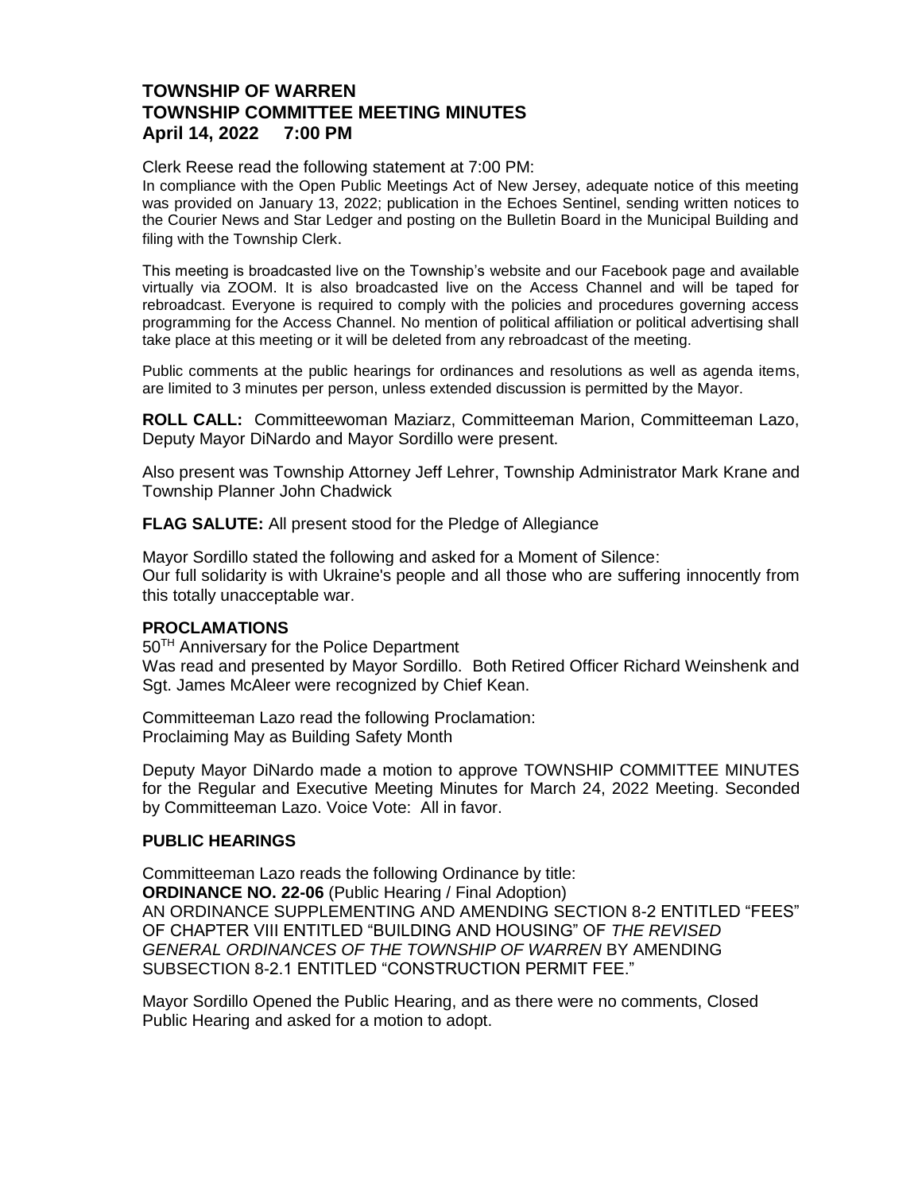# TOWNSHIP OF WARREN
# TOWNSHIP COMMITTEE MEETING MINUTES
# April 14, 2022 7:00 PM

Clerk Reese read the following statement at 7:00 PM:

In compliance with the Open Public Meetings Act of New Jersey, adequate notice of this meeting was provided on January 13, 2022; publication in the Echoes Sentinel, sending written notices to the Courier News and Star Ledger and posting on the Bulletin Board in the Municipal Building and filing with the Township Clerk.

This meeting is broadcasted live on the Township's website and our Facebook page and available virtually via ZOOM. It is also broadcasted live on the Access Channel and will be taped for rebroadcast. Everyone is required to comply with the policies and procedures governing access programming for the Access Channel. No mention of political affiliation or political advertising shall take place at this meeting or it will be deleted from any rebroadcast of the meeting.

Public comments at the public hearings for ordinances and resolutions as well as agenda items, are limited to 3 minutes per person, unless extended discussion is permitted by the Mayor.

**ROLL CALL:** Committeewoman Maziarz, Committeeman Marion, Committeeman Lazo, Deputy Mayor DiNardo and Mayor Sordillo were present.

Also present was Township Attorney Jeff Lehrer, Township Administrator Mark Krane and Township Planner John Chadwick

**FLAG SALUTE:** All present stood for the Pledge of Allegiance

Mayor Sordillo stated the following and asked for a Moment of Silence:
Our full solidarity is with Ukraine's people and all those who are suffering innocently from this totally unacceptable war.

**PROCLAMATIONS**

50TH Anniversary for the Police Department
Was read and presented by Mayor Sordillo. Both Retired Officer Richard Weinshenk and Sgt. James McAleer were recognized by Chief Kean.

Committeeman Lazo read the following Proclamation:
Proclaiming May as Building Safety Month

Deputy Mayor DiNardo made a motion to approve TOWNSHIP COMMITTEE MINUTES for the Regular and Executive Meeting Minutes for March 24, 2022 Meeting. Seconded by Committeeman Lazo. Voice Vote: All in favor.

**PUBLIC HEARINGS**

Committeeman Lazo reads the following Ordinance by title:
**ORDINANCE NO. 22-06** (Public Hearing / Final Adoption)
AN ORDINANCE SUPPLEMENTING AND AMENDING SECTION 8-2 ENTITLED "FEES" OF CHAPTER VIII ENTITLED "BUILDING AND HOUSING" OF *THE REVISED GENERAL ORDINANCES OF THE TOWNSHIP OF WARREN* BY AMENDING SUBSECTION 8-2.1 ENTITLED "CONSTRUCTION PERMIT FEE."

Mayor Sordillo Opened the Public Hearing, and as there were no comments, Closed Public Hearing and asked for a motion to adopt.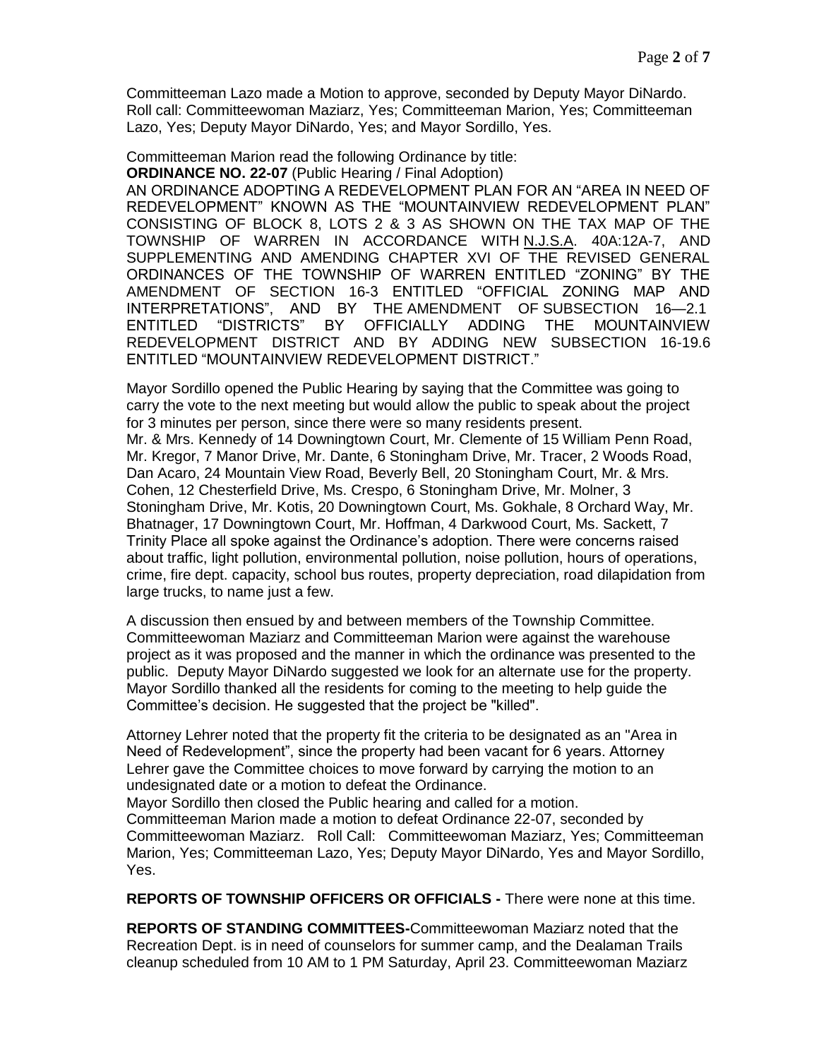Committeeman Lazo made a Motion to approve, seconded by Deputy Mayor DiNardo. Roll call: Committeewoman Maziarz, Yes; Committeeman Marion, Yes; Committeeman Lazo, Yes; Deputy Mayor DiNardo, Yes; and Mayor Sordillo, Yes.

Committeeman Marion read the following Ordinance by title:

**ORDINANCE NO. 22-07** (Public Hearing / Final Adoption)

AN ORDINANCE ADOPTING A REDEVELOPMENT PLAN FOR AN "AREA IN NEED OF REDEVELOPMENT" KNOWN AS THE "MOUNTAINVIEW REDEVELOPMENT PLAN" CONSISTING OF BLOCK 8, LOTS 2 & 3 AS SHOWN ON THE TAX MAP OF THE TOWNSHIP OF WARREN IN ACCORDANCE WITH N.J.S.A. 40A:12A-7, AND SUPPLEMENTING AND AMENDING CHAPTER XVI OF THE REVISED GENERAL ORDINANCES OF THE TOWNSHIP OF WARREN ENTITLED "ZONING" BY THE AMENDMENT OF SECTION 16-3 ENTITLED "OFFICIAL ZONING MAP AND INTERPRETATIONS", AND BY THE AMENDMENT OF SUBSECTION 16—2.1 ENTITLED "DISTRICTS" BY OFFICIALLY ADDING THE MOUNTAINVIEW REDEVELOPMENT DISTRICT AND BY ADDING NEW SUBSECTION 16-19.6 ENTITLED "MOUNTAINVIEW REDEVELOPMENT DISTRICT."

Mayor Sordillo opened the Public Hearing by saying that the Committee was going to carry the vote to the next meeting but would allow the public to speak about the project for 3 minutes per person, since there were so many residents present.
Mr. & Mrs. Kennedy of 14 Downingtown Court, Mr. Clemente of 15 William Penn Road, Mr. Kregor, 7 Manor Drive, Mr. Dante, 6 Stoningham Drive, Mr. Tracer, 2 Woods Road, Dan Acaro, 24 Mountain View Road, Beverly Bell, 20 Stoningham Court, Mr. & Mrs. Cohen, 12 Chesterfield Drive, Ms. Crespo, 6 Stoningham Drive, Mr. Molner, 3 Stoningham Drive, Mr. Kotis, 20 Downingtown Court, Ms. Gokhale, 8 Orchard Way, Mr. Bhatnager, 17 Downingtown Court, Mr. Hoffman, 4 Darkwood Court, Ms. Sackett, 7 Trinity Place all spoke against the Ordinance's adoption. There were concerns raised about traffic, light pollution, environmental pollution, noise pollution, hours of operations, crime, fire dept. capacity, school bus routes, property depreciation, road dilapidation from large trucks, to name just a few.

A discussion then ensued by and between members of the Township Committee. Committeewoman Maziarz and Committeeman Marion were against the warehouse project as it was proposed and the manner in which the ordinance was presented to the public. Deputy Mayor DiNardo suggested we look for an alternate use for the property. Mayor Sordillo thanked all the residents for coming to the meeting to help guide the Committee's decision. He suggested that the project be "killed".

Attorney Lehrer noted that the property fit the criteria to be designated as an "Area in Need of Redevelopment", since the property had been vacant for 6 years. Attorney Lehrer gave the Committee choices to move forward by carrying the motion to an undesignated date or a motion to defeat the Ordinance.
Mayor Sordillo then closed the Public hearing and called for a motion.
Committeeman Marion made a motion to defeat Ordinance 22-07, seconded by Committeewoman Maziarz. Roll Call: Committeewoman Maziarz, Yes; Committeeman Marion, Yes; Committeeman Lazo, Yes; Deputy Mayor DiNardo, Yes and Mayor Sordillo, Yes.

**REPORTS OF TOWNSHIP OFFICERS OR OFFICIALS -** There were none at this time.

**REPORTS OF STANDING COMMITTEES-**Committeewoman Maziarz noted that the Recreation Dept. is in need of counselors for summer camp, and the Dealaman Trails cleanup scheduled from 10 AM to 1 PM Saturday, April 23. Committeewoman Maziarz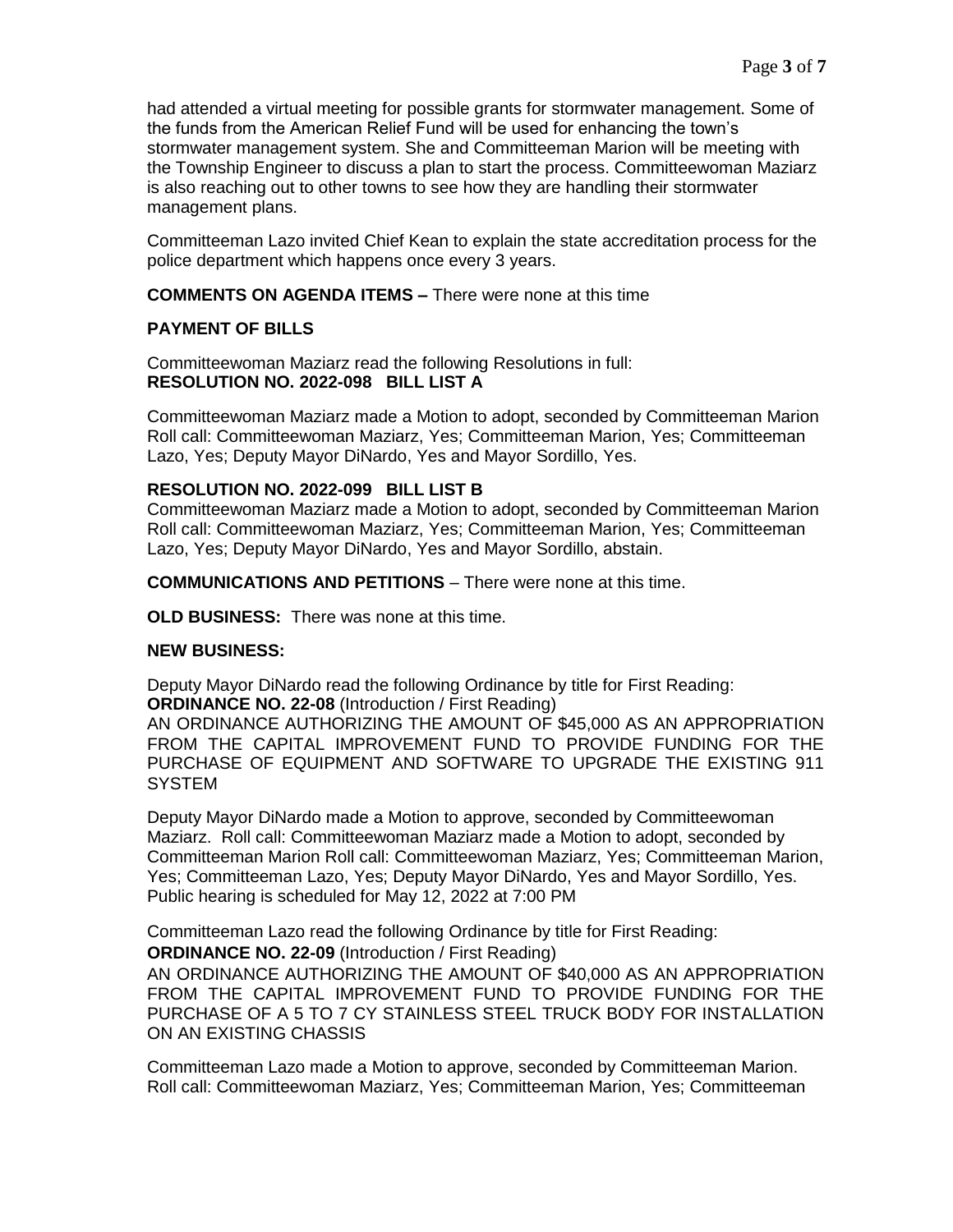had attended a virtual meeting for possible grants for stormwater management. Some of the funds from the American Relief Fund will be used for enhancing the town's stormwater management system. She and Committeeman Marion will be meeting with the Township Engineer to discuss a plan to start the process. Committeewoman Maziarz is also reaching out to other towns to see how they are handling their stormwater management plans.

Committeeman Lazo invited Chief Kean to explain the state accreditation process for the police department which happens once every 3 years.

**COMMENTS ON AGENDA ITEMS –** There were none at this time

**PAYMENT OF BILLS**

Committeewoman Maziarz read the following Resolutions in full:
**RESOLUTION NO. 2022-098 BILL LIST A**

Committeewoman Maziarz made a Motion to adopt, seconded by Committeeman Marion Roll call: Committeewoman Maziarz, Yes; Committeeman Marion, Yes; Committeeman Lazo, Yes; Deputy Mayor DiNardo, Yes and Mayor Sordillo, Yes.

**RESOLUTION NO. 2022-099 BILL LIST B**
Committeewoman Maziarz made a Motion to adopt, seconded by Committeeman Marion Roll call: Committeewoman Maziarz, Yes; Committeeman Marion, Yes; Committeeman Lazo, Yes; Deputy Mayor DiNardo, Yes and Mayor Sordillo, abstain.

**COMMUNICATIONS AND PETITIONS** – There were none at this time.

**OLD BUSINESS:** There was none at this time.

**NEW BUSINESS:**

Deputy Mayor DiNardo read the following Ordinance by title for First Reading:
**ORDINANCE NO. 22-08** (Introduction / First Reading)
AN ORDINANCE AUTHORIZING THE AMOUNT OF $45,000 AS AN APPROPRIATION FROM THE CAPITAL IMPROVEMENT FUND TO PROVIDE FUNDING FOR THE PURCHASE OF EQUIPMENT AND SOFTWARE TO UPGRADE THE EXISTING 911 SYSTEM

Deputy Mayor DiNardo made a Motion to approve, seconded by Committeewoman Maziarz. Roll call: Committeewoman Maziarz made a Motion to adopt, seconded by Committeeman Marion Roll call: Committeewoman Maziarz, Yes; Committeeman Marion, Yes; Committeeman Lazo, Yes; Deputy Mayor DiNardo, Yes and Mayor Sordillo, Yes. Public hearing is scheduled for May 12, 2022 at 7:00 PM

Committeeman Lazo read the following Ordinance by title for First Reading:
**ORDINANCE NO. 22-09** (Introduction / First Reading)
AN ORDINANCE AUTHORIZING THE AMOUNT OF $40,000 AS AN APPROPRIATION FROM THE CAPITAL IMPROVEMENT FUND TO PROVIDE FUNDING FOR THE PURCHASE OF A 5 TO 7 CY STAINLESS STEEL TRUCK BODY FOR INSTALLATION ON AN EXISTING CHASSIS

Committeeman Lazo made a Motion to approve, seconded by Committeeman Marion. Roll call: Committeewoman Maziarz, Yes; Committeeman Marion, Yes; Committeeman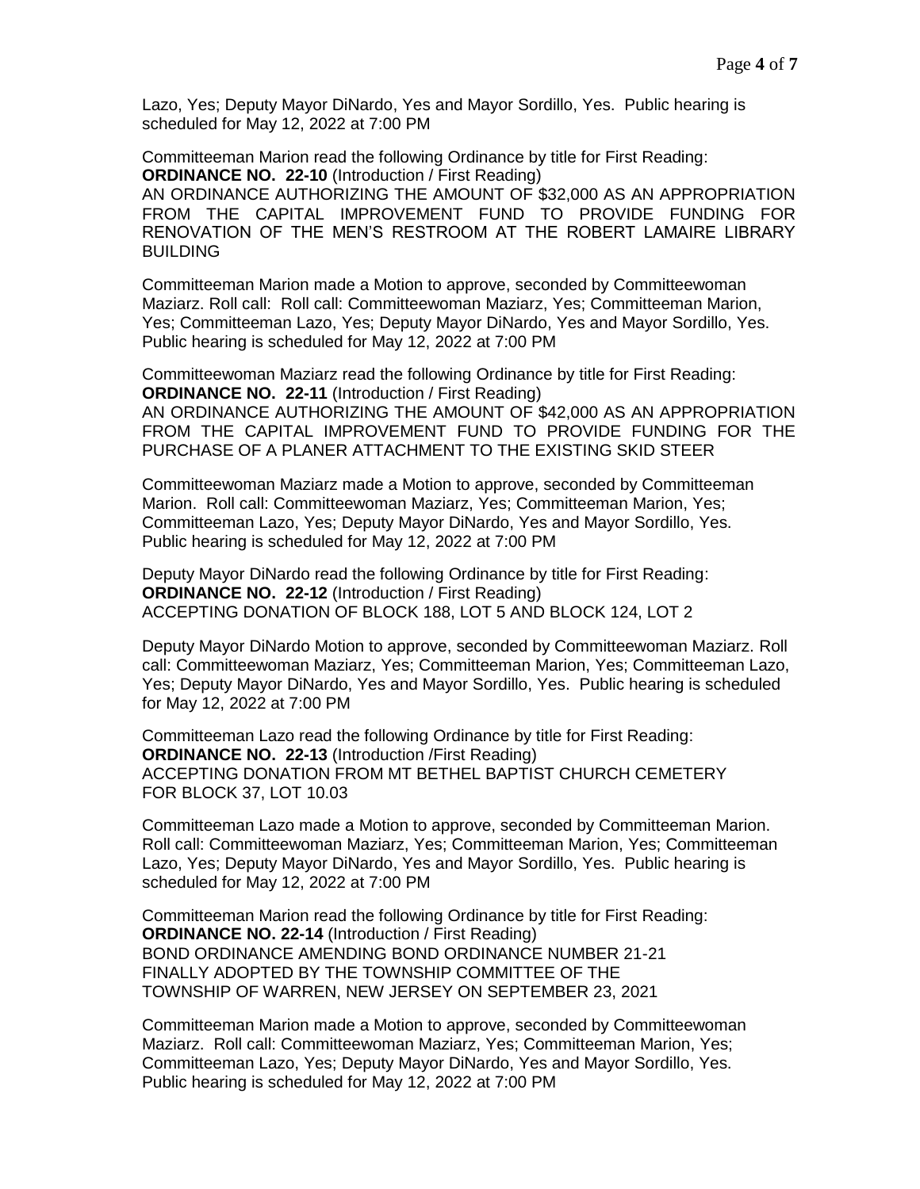Lazo, Yes; Deputy Mayor DiNardo, Yes and Mayor Sordillo, Yes. Public hearing is scheduled for May 12, 2022 at 7:00 PM

Committeeman Marion read the following Ordinance by title for First Reading:
**ORDINANCE NO. 22-10** (Introduction / First Reading)
AN ORDINANCE AUTHORIZING THE AMOUNT OF $32,000 AS AN APPROPRIATION FROM THE CAPITAL IMPROVEMENT FUND TO PROVIDE FUNDING FOR RENOVATION OF THE MEN'S RESTROOM AT THE ROBERT LAMAIRE LIBRARY BUILDING

Committeeman Marion made a Motion to approve, seconded by Committeewoman Maziarz. Roll call: Roll call: Committeewoman Maziarz, Yes; Committeeman Marion, Yes; Committeeman Lazo, Yes; Deputy Mayor DiNardo, Yes and Mayor Sordillo, Yes. Public hearing is scheduled for May 12, 2022 at 7:00 PM

Committeewoman Maziarz read the following Ordinance by title for First Reading:
**ORDINANCE NO. 22-11** (Introduction / First Reading)
AN ORDINANCE AUTHORIZING THE AMOUNT OF $42,000 AS AN APPROPRIATION FROM THE CAPITAL IMPROVEMENT FUND TO PROVIDE FUNDING FOR THE PURCHASE OF A PLANER ATTACHMENT TO THE EXISTING SKID STEER

Committeewoman Maziarz made a Motion to approve, seconded by Committeeman Marion. Roll call: Committeewoman Maziarz, Yes; Committeeman Marion, Yes; Committeeman Lazo, Yes; Deputy Mayor DiNardo, Yes and Mayor Sordillo, Yes. Public hearing is scheduled for May 12, 2022 at 7:00 PM

Deputy Mayor DiNardo read the following Ordinance by title for First Reading:
**ORDINANCE NO. 22-12** (Introduction / First Reading)
ACCEPTING DONATION OF BLOCK 188, LOT 5 AND BLOCK 124, LOT 2

Deputy Mayor DiNardo Motion to approve, seconded by Committeewoman Maziarz. Roll call: Committeewoman Maziarz, Yes; Committeeman Marion, Yes; Committeeman Lazo, Yes; Deputy Mayor DiNardo, Yes and Mayor Sordillo, Yes. Public hearing is scheduled for May 12, 2022 at 7:00 PM

Committeeman Lazo read the following Ordinance by title for First Reading:
**ORDINANCE NO. 22-13** (Introduction /First Reading)
ACCEPTING DONATION FROM MT BETHEL BAPTIST CHURCH CEMETERY FOR BLOCK 37, LOT 10.03

Committeeman Lazo made a Motion to approve, seconded by Committeeman Marion. Roll call: Committeewoman Maziarz, Yes; Committeeman Marion, Yes; Committeeman Lazo, Yes; Deputy Mayor DiNardo, Yes and Mayor Sordillo, Yes. Public hearing is scheduled for May 12, 2022 at 7:00 PM

Committeeman Marion read the following Ordinance by title for First Reading:
**ORDINANCE NO. 22-14** (Introduction / First Reading)
BOND ORDINANCE AMENDING BOND ORDINANCE NUMBER 21-21 FINALLY ADOPTED BY THE TOWNSHIP COMMITTEE OF THE TOWNSHIP OF WARREN, NEW JERSEY ON SEPTEMBER 23, 2021

Committeeman Marion made a Motion to approve, seconded by Committeewoman Maziarz. Roll call: Committeewoman Maziarz, Yes; Committeeman Marion, Yes; Committeeman Lazo, Yes; Deputy Mayor DiNardo, Yes and Mayor Sordillo, Yes. Public hearing is scheduled for May 12, 2022 at 7:00 PM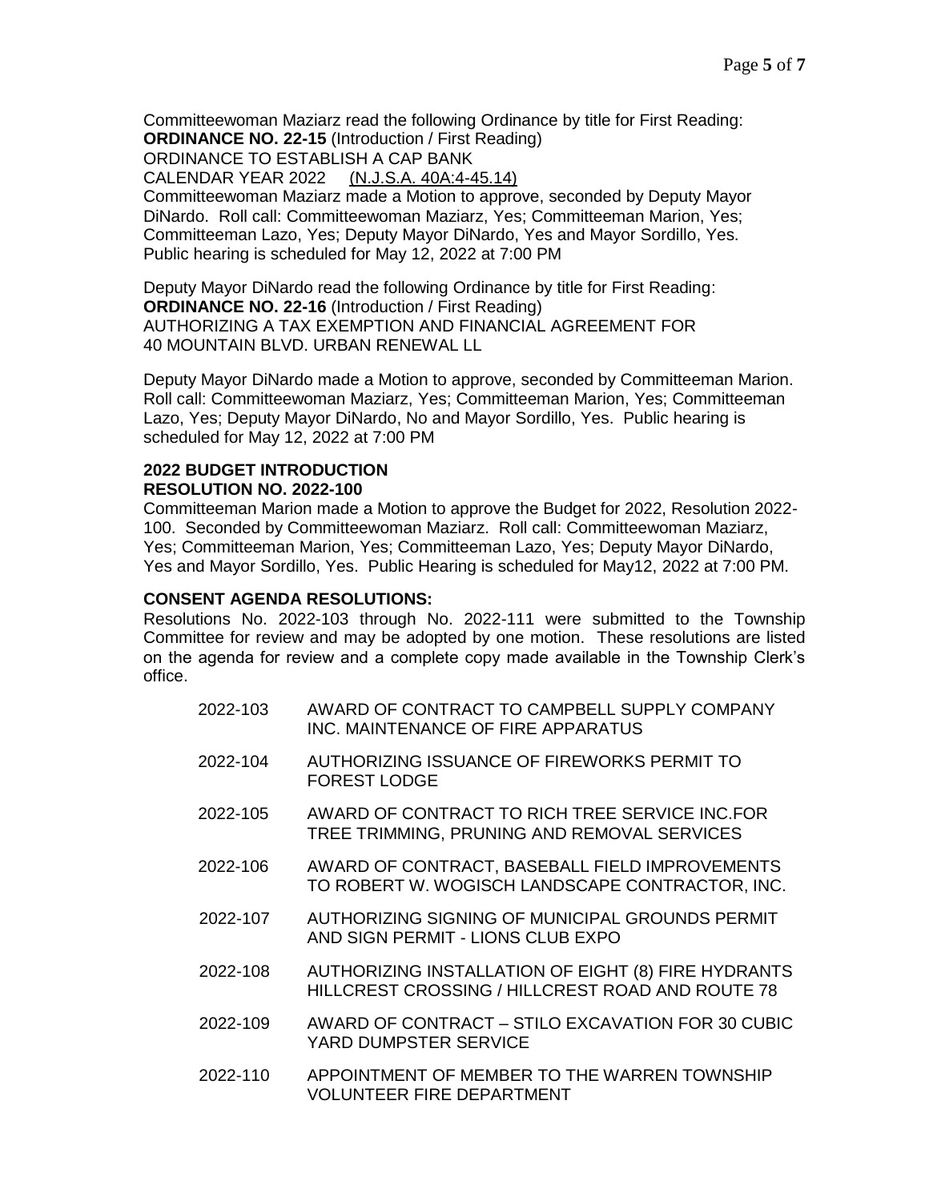Committeewoman Maziarz read the following Ordinance by title for First Reading:
**ORDINANCE NO. 22-15** (Introduction / First Reading)
ORDINANCE TO ESTABLISH A CAP BANK
CALENDAR YEAR 2022 (N.J.S.A. 40A:4-45.14)
Committeewoman Maziarz made a Motion to approve, seconded by Deputy Mayor DiNardo. Roll call: Committeewoman Maziarz, Yes; Committeeman Marion, Yes; Committeeman Lazo, Yes; Deputy Mayor DiNardo, Yes and Mayor Sordillo, Yes. Public hearing is scheduled for May 12, 2022 at 7:00 PM

Deputy Mayor DiNardo read the following Ordinance by title for First Reading:
**ORDINANCE NO. 22-16** (Introduction / First Reading)
AUTHORIZING A TAX EXEMPTION AND FINANCIAL AGREEMENT FOR 40 MOUNTAIN BLVD. URBAN RENEWAL LL

Deputy Mayor DiNardo made a Motion to approve, seconded by Committeeman Marion. Roll call: Committeewoman Maziarz, Yes; Committeeman Marion, Yes; Committeeman Lazo, Yes; Deputy Mayor DiNardo, No and Mayor Sordillo, Yes. Public hearing is scheduled for May 12, 2022 at 7:00 PM

**2022 BUDGET INTRODUCTION**
**RESOLUTION NO. 2022-100**

Committeeman Marion made a Motion to approve the Budget for 2022, Resolution 2022-100. Seconded by Committeewoman Maziarz. Roll call: Committeewoman Maziarz, Yes; Committeeman Marion, Yes; Committeeman Lazo, Yes; Deputy Mayor DiNardo, Yes and Mayor Sordillo, Yes. Public Hearing is scheduled for May12, 2022 at 7:00 PM.

**CONSENT AGENDA RESOLUTIONS:**

Resolutions No. 2022-103 through No. 2022-111 were submitted to the Township Committee for review and may be adopted by one motion. These resolutions are listed on the agenda for review and a complete copy made available in the Township Clerk's office.

2022-103 AWARD OF CONTRACT TO CAMPBELL SUPPLY COMPANY INC. MAINTENANCE OF FIRE APPARATUS

2022-104 AUTHORIZING ISSUANCE OF FIREWORKS PERMIT TO FOREST LODGE

2022-105 AWARD OF CONTRACT TO RICH TREE SERVICE INC.FOR TREE TRIMMING, PRUNING AND REMOVAL SERVICES

2022-106 AWARD OF CONTRACT, BASEBALL FIELD IMPROVEMENTS TO ROBERT W. WOGISCH LANDSCAPE CONTRACTOR, INC.

2022-107 AUTHORIZING SIGNING OF MUNICIPAL GROUNDS PERMIT AND SIGN PERMIT - LIONS CLUB EXPO

2022-108 AUTHORIZING INSTALLATION OF EIGHT (8) FIRE HYDRANTS HILLCREST CROSSING / HILLCREST ROAD AND ROUTE 78

2022-109 AWARD OF CONTRACT – STILO EXCAVATION FOR 30 CUBIC YARD DUMPSTER SERVICE

2022-110 APPOINTMENT OF MEMBER TO THE WARREN TOWNSHIP VOLUNTEER FIRE DEPARTMENT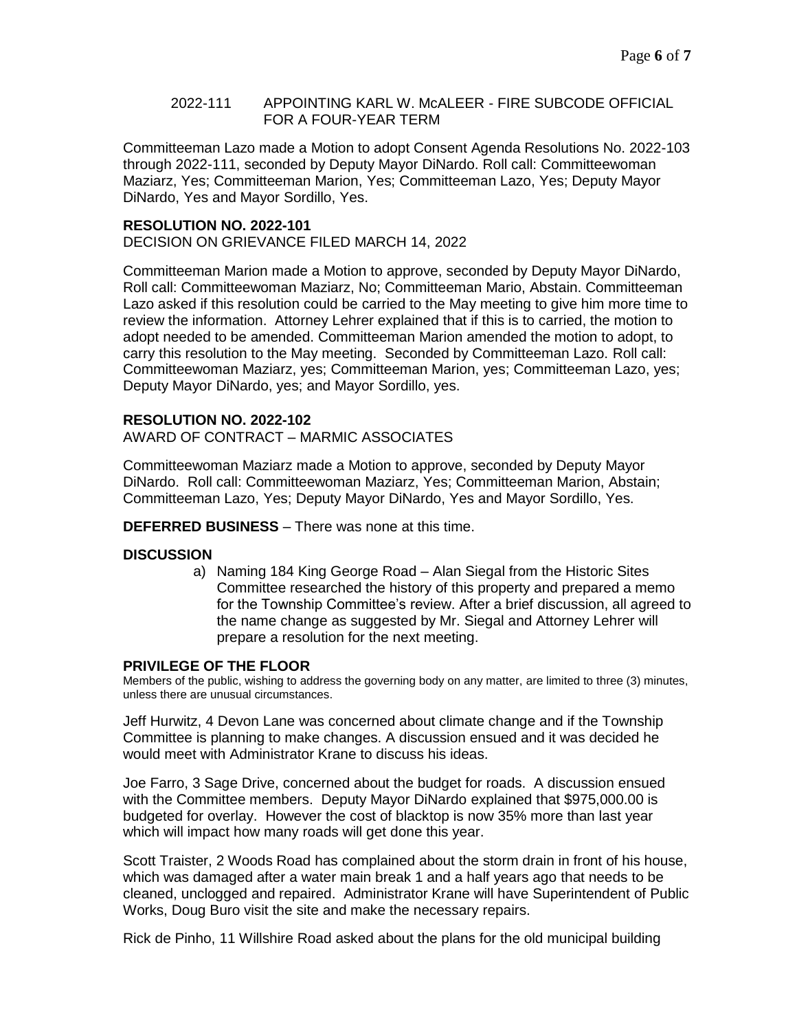2022-111 APPOINTING KARL W. McALEER - FIRE SUBCODE OFFICIAL FOR A FOUR-YEAR TERM

Committeeman Lazo made a Motion to adopt Consent Agenda Resolutions No. 2022-103 through 2022-111, seconded by Deputy Mayor DiNardo. Roll call: Committeewoman Maziarz, Yes; Committeeman Marion, Yes; Committeeman Lazo, Yes; Deputy Mayor DiNardo, Yes and Mayor Sordillo, Yes.

**RESOLUTION NO. 2022-101**
DECISION ON GRIEVANCE FILED MARCH 14, 2022

Committeeman Marion made a Motion to approve, seconded by Deputy Mayor DiNardo, Roll call: Committeewoman Maziarz, No; Committeeman Mario, Abstain. Committeeman Lazo asked if this resolution could be carried to the May meeting to give him more time to review the information. Attorney Lehrer explained that if this is to carried, the motion to adopt needed to be amended. Committeeman Marion amended the motion to adopt, to carry this resolution to the May meeting. Seconded by Committeeman Lazo. Roll call: Committeewoman Maziarz, yes; Committeeman Marion, yes; Committeeman Lazo, yes; Deputy Mayor DiNardo, yes; and Mayor Sordillo, yes.

**RESOLUTION NO. 2022-102**
AWARD OF CONTRACT – MARMIC ASSOCIATES

Committeewoman Maziarz made a Motion to approve, seconded by Deputy Mayor DiNardo. Roll call: Committeewoman Maziarz, Yes; Committeeman Marion, Abstain; Committeeman Lazo, Yes; Deputy Mayor DiNardo, Yes and Mayor Sordillo, Yes.

**DEFERRED BUSINESS** – There was none at this time.

**DISCUSSION**

a) Naming 184 King George Road – Alan Siegal from the Historic Sites Committee researched the history of this property and prepared a memo for the Township Committee's review. After a brief discussion, all agreed to the name change as suggested by Mr. Siegal and Attorney Lehrer will prepare a resolution for the next meeting.

**PRIVILEGE OF THE FLOOR**
Members of the public, wishing to address the governing body on any matter, are limited to three (3) minutes, unless there are unusual circumstances.

Jeff Hurwitz, 4 Devon Lane was concerned about climate change and if the Township Committee is planning to make changes. A discussion ensued and it was decided he would meet with Administrator Krane to discuss his ideas.

Joe Farro, 3 Sage Drive, concerned about the budget for roads. A discussion ensued with the Committee members. Deputy Mayor DiNardo explained that $975,000.00 is budgeted for overlay. However the cost of blacktop is now 35% more than last year which will impact how many roads will get done this year.

Scott Traister, 2 Woods Road has complained about the storm drain in front of his house, which was damaged after a water main break 1 and a half years ago that needs to be cleaned, unclogged and repaired. Administrator Krane will have Superintendent of Public Works, Doug Buro visit the site and make the necessary repairs.

Rick de Pinho, 11 Willshire Road asked about the plans for the old municipal building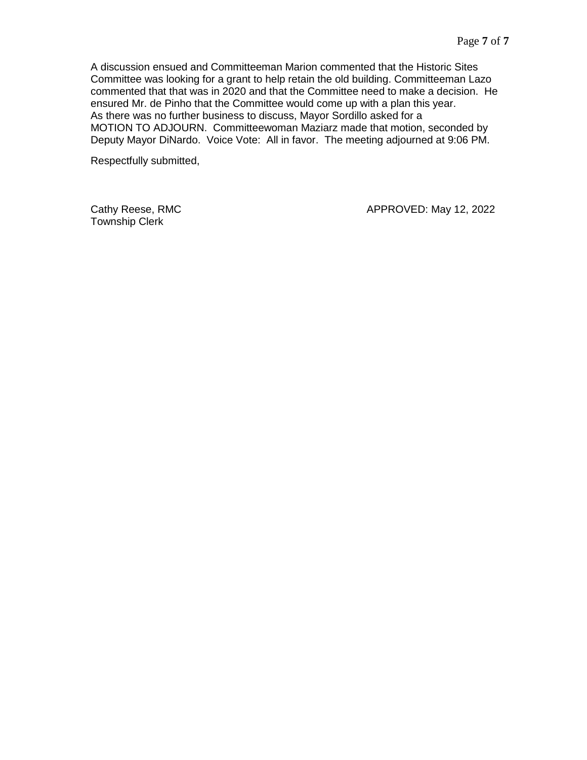A discussion ensued and Committeeman Marion commented that the Historic Sites Committee was looking for a grant to help retain the old building. Committeeman Lazo commented that that was in 2020 and that the Committee need to make a decision. He ensured Mr. de Pinho that the Committee would come up with a plan this year.
As there was no further business to discuss, Mayor Sordillo asked for a
MOTION TO ADJOURN. Committeewoman Maziarz made that motion, seconded by Deputy Mayor DiNardo. Voice Vote: All in favor. The meeting adjourned at 9:06 PM.

Respectfully submitted,

Cathy Reese, RMC
Township Clerk

APPROVED: May 12, 2022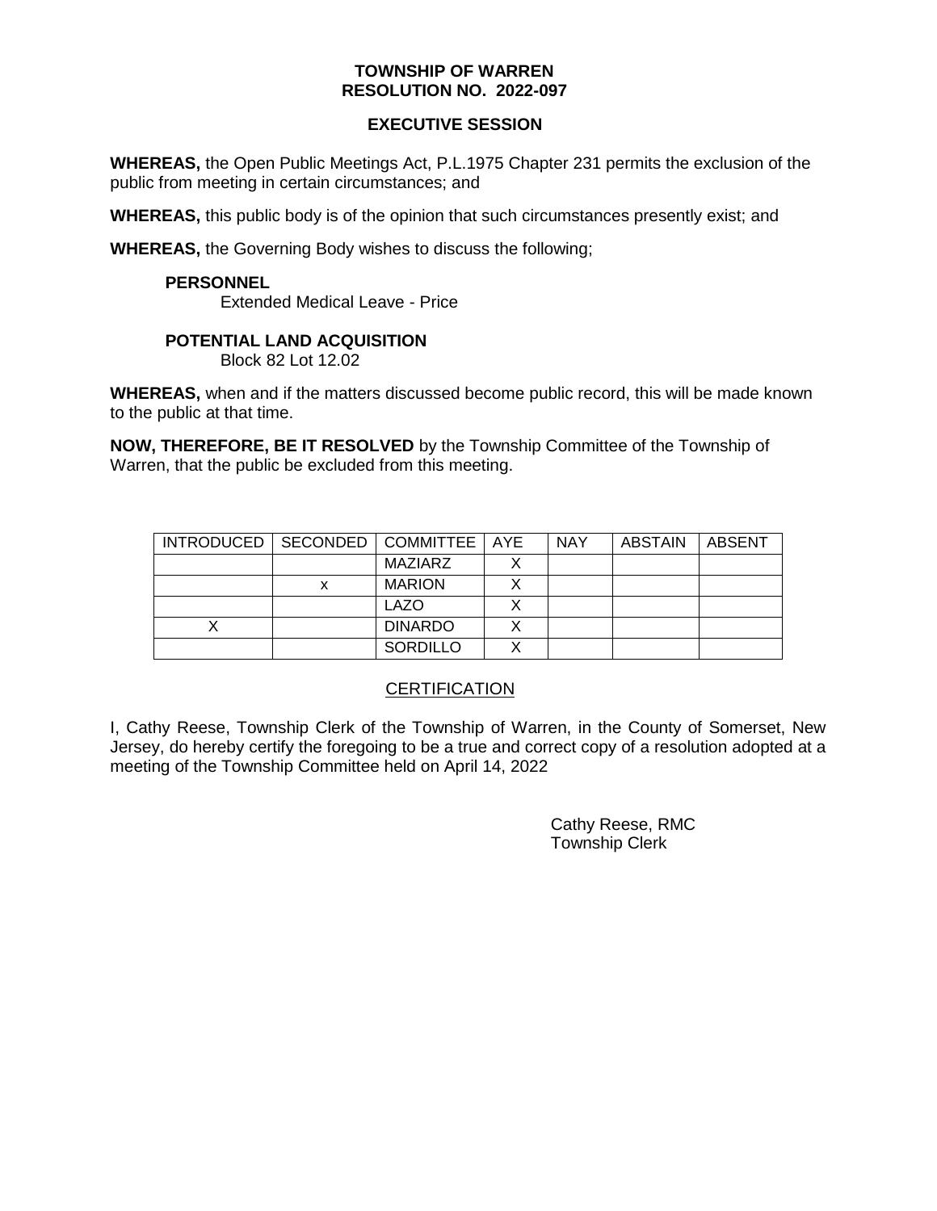**TOWNSHIP OF WARREN**
**RESOLUTION NO. 2022-097**

**EXECUTIVE SESSION**

**WHEREAS,** the Open Public Meetings Act, P.L.1975 Chapter 231 permits the exclusion of the public from meeting in certain circumstances; and

**WHEREAS,** this public body is of the opinion that such circumstances presently exist; and

**WHEREAS,** the Governing Body wishes to discuss the following;

**PERSONNEL**
Extended Medical Leave - Price

**POTENTIAL LAND ACQUISITION**
Block 82 Lot 12.02

**WHEREAS,** when and if the matters discussed become public record, this will be made known to the public at that time.

**NOW, THEREFORE, BE IT RESOLVED** by the Township Committee of the Township of Warren, that the public be excluded from this meeting.

| INTRODUCED | SECONDED | COMMITTEE | AYE | NAY | ABSTAIN | ABSENT |
|---|---|---|---|---|---|---|
| | | MAZIARZ | X | | | |
| | x | MARION | X | | | |
| | | LAZO | X | | | |
| X | | DINARDO | X | | | |
| | | SORDILLO | X | | | |

CERTIFICATION

I, Cathy Reese, Township Clerk of the Township of Warren, in the County of Somerset, New Jersey, do hereby certify the foregoing to be a true and correct copy of a resolution adopted at a meeting of the Township Committee held on April 14, 2022

Cathy Reese, RMC
Township Clerk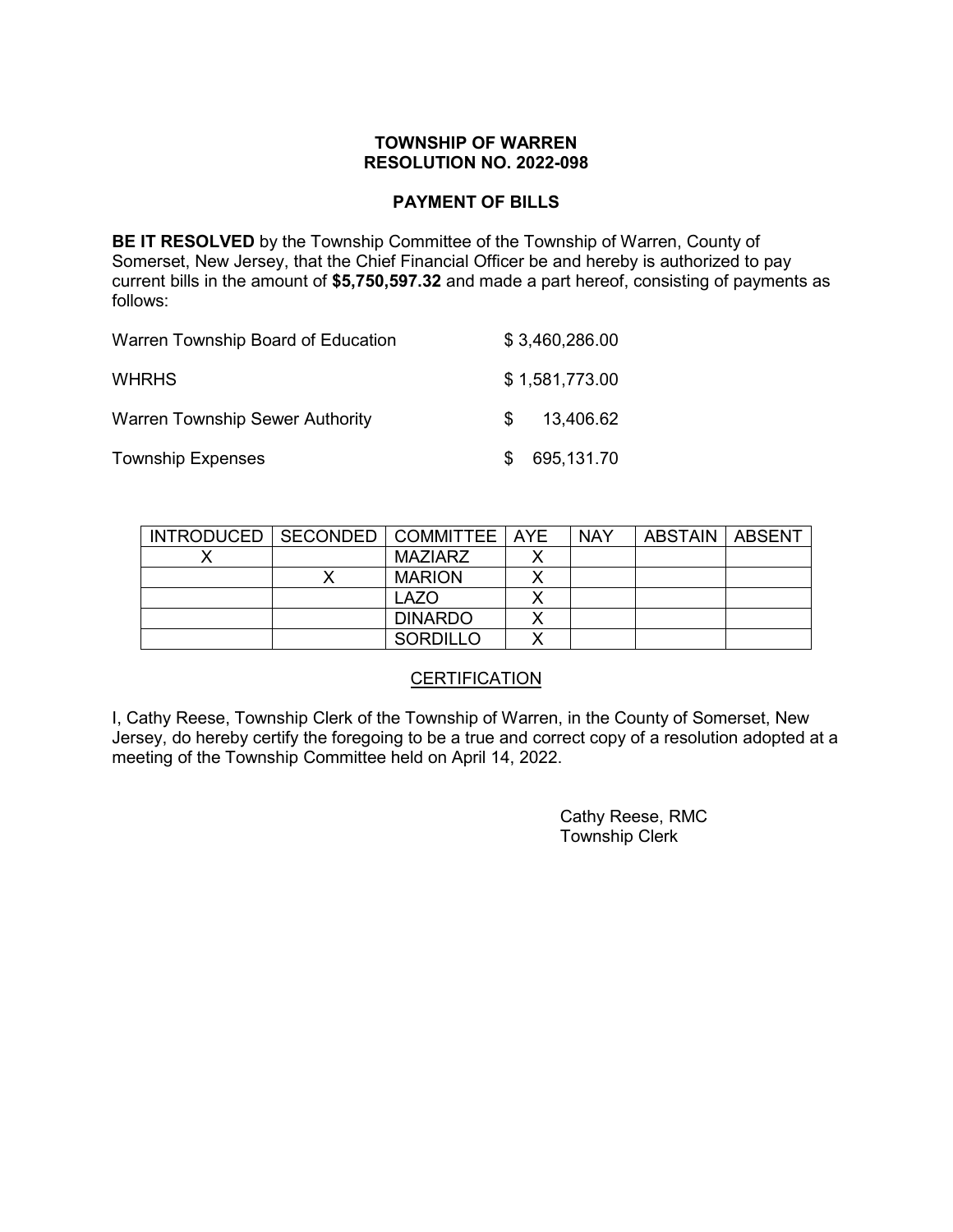**TOWNSHIP OF WARREN**
**RESOLUTION NO. 2022-098**

**PAYMENT OF BILLS**

**BE IT RESOLVED** by the Township Committee of the Township of Warren, County of Somerset, New Jersey, that the Chief Financial Officer be and hereby is authorized to pay current bills in the amount of **$5,750,597.32** and made a part hereof, consisting of payments as follows:

| | |
|---|---|
| Warren Township Board of Education | $ 3,460,286.00 |
| WHRHS | $ 1,581,773.00 |
| Warren Township Sewer Authority | $ 13,406.62 |
| Township Expenses | $ 695,131.70 |

| INTRODUCED | SECONDED | COMMITTEE | AYE | NAY | ABSTAIN | ABSENT |
|---|---|---|---|---|---|---|
| X | | MAZIARZ | X | | | |
| | X | MARION | X | | | |
| | | LAZO | X | | | |
| | | DINARDO | X | | | |
| | | SORDILLO | X | | | |

CERTIFICATION

I, Cathy Reese, Township Clerk of the Township of Warren, in the County of Somerset, New Jersey, do hereby certify the foregoing to be a true and correct copy of a resolution adopted at a meeting of the Township Committee held on April 14, 2022.

Cathy Reese, RMC
Township Clerk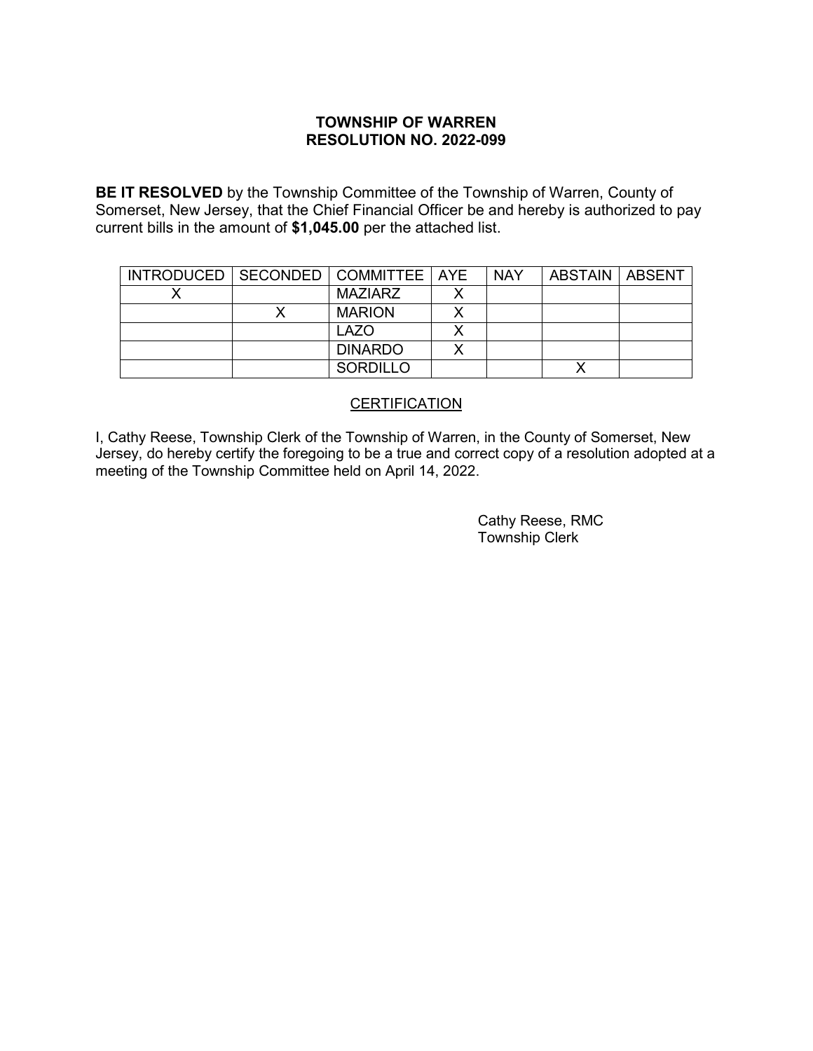**TOWNSHIP OF WARREN**
**RESOLUTION NO. 2022-099**

**BE IT RESOLVED** by the Township Committee of the Township of Warren, County of Somerset, New Jersey, that the Chief Financial Officer be and hereby is authorized to pay current bills in the amount of **$1,045.00** per the attached list.

| INTRODUCED | SECONDED | COMMITTEE | AYE | NAY | ABSTAIN | ABSENT |
|---|---|---|---|---|---|---|
| X | | MAZIARZ | X | | | |
| | X | MARION | X | | | |
| | | LAZO | X | | | |
| | | DINARDO | X | | | |
| | | SORDILLO | | | X | |

CERTIFICATION

I, Cathy Reese, Township Clerk of the Township of Warren, in the County of Somerset, New Jersey, do hereby certify the foregoing to be a true and correct copy of a resolution adopted at a meeting of the Township Committee held on April 14, 2022.

Cathy Reese, RMC
Township Clerk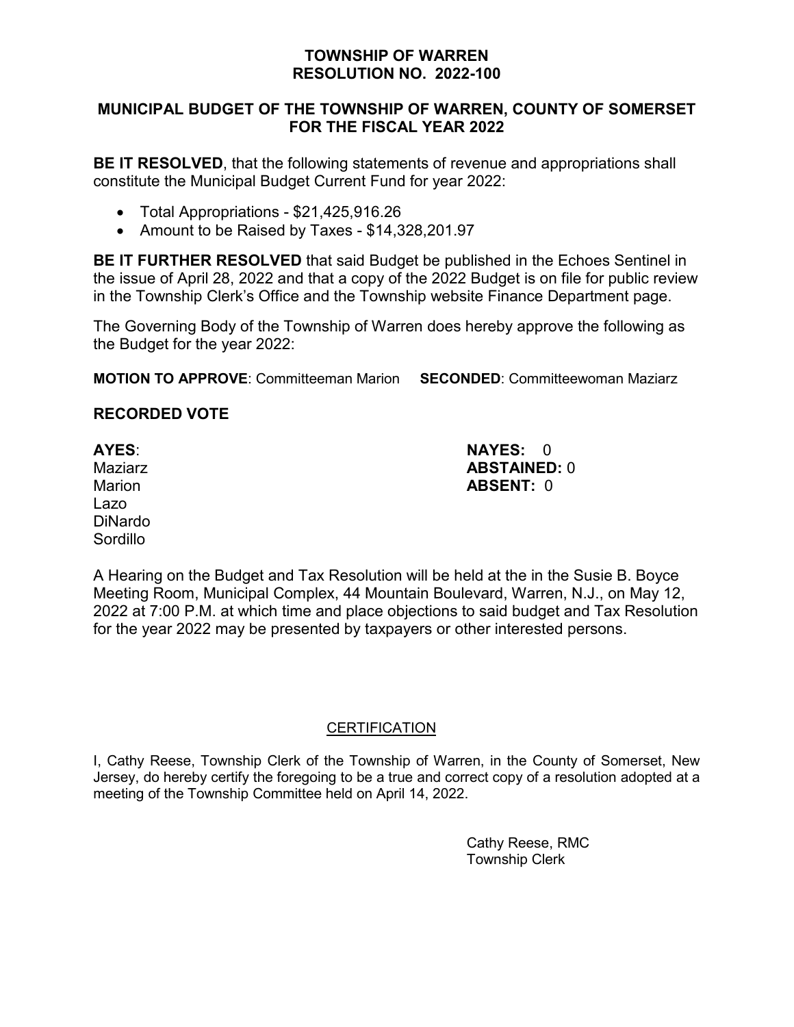# TOWNSHIP OF WARREN
# RESOLUTION NO. 2022-100

## MUNICIPAL BUDGET OF THE TOWNSHIP OF WARREN, COUNTY OF SOMERSET FOR THE FISCAL YEAR 2022

**BE IT RESOLVED**, that the following statements of revenue and appropriations shall constitute the Municipal Budget Current Fund for year 2022:

- Total Appropriations - $21,425,916.26
- Amount to be Raised by Taxes - $14,328,201.97

**BE IT FURTHER RESOLVED** that said Budget be published in the Echoes Sentinel in the issue of April 28, 2022 and that a copy of the 2022 Budget is on file for public review in the Township Clerk's Office and the Township website Finance Department page.

The Governing Body of the Township of Warren does hereby approve the following as the Budget for the year 2022:

**MOTION TO APPROVE**: Committeeman Marion **SECONDED**: Committeewoman Maziarz

**RECORDED VOTE**

**AYES**:
Maziarz
Marion
Lazo
DiNardo
Sordillo

**NAYES:** 0
**ABSTAINED:** 0
**ABSENT:** 0

A Hearing on the Budget and Tax Resolution will be held at the in the Susie B. Boyce Meeting Room, Municipal Complex, 44 Mountain Boulevard, Warren, N.J., on May 12, 2022 at 7:00 P.M. at which time and place objections to said budget and Tax Resolution for the year 2022 may be presented by taxpayers or other interested persons.

## CERTIFICATION

I, Cathy Reese, Township Clerk of the Township of Warren, in the County of Somerset, New Jersey, do hereby certify the foregoing to be a true and correct copy of a resolution adopted at a meeting of the Township Committee held on April 14, 2022.

Cathy Reese, RMC
Township Clerk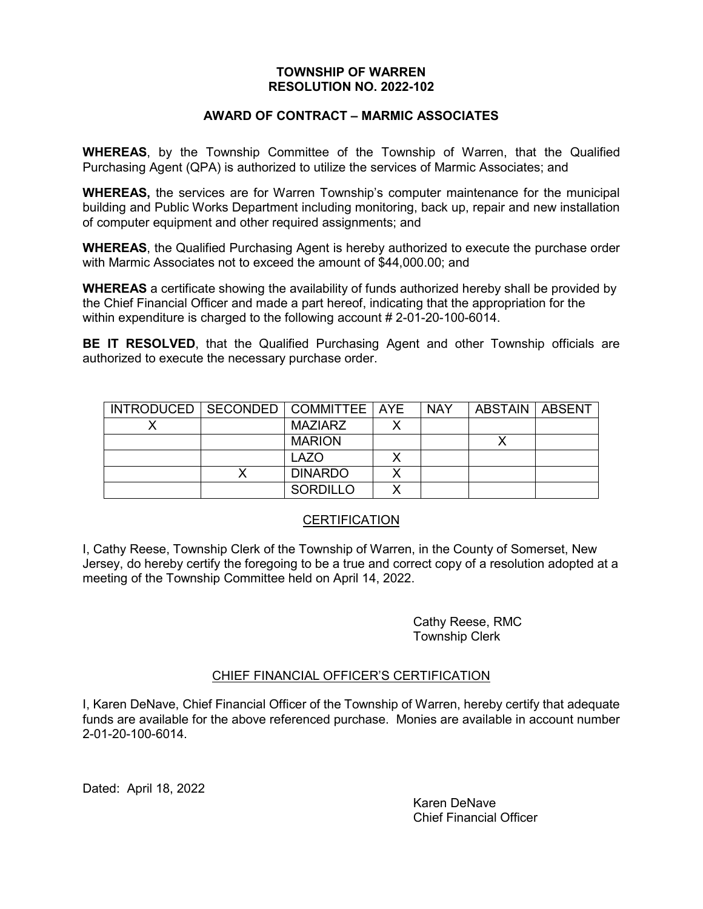**TOWNSHIP OF WARREN**
**RESOLUTION NO. 2022-102**

**AWARD OF CONTRACT – MARMIC ASSOCIATES**

**WHEREAS**, by the Township Committee of the Township of Warren, that the Qualified Purchasing Agent (QPA) is authorized to utilize the services of Marmic Associates; and

**WHEREAS,** the services are for Warren Township's computer maintenance for the municipal building and Public Works Department including monitoring, back up, repair and new installation of computer equipment and other required assignments; and

**WHEREAS**, the Qualified Purchasing Agent is hereby authorized to execute the purchase order with Marmic Associates not to exceed the amount of $44,000.00; and

**WHEREAS** a certificate showing the availability of funds authorized hereby shall be provided by the Chief Financial Officer and made a part hereof, indicating that the appropriation for the within expenditure is charged to the following account # 2-01-20-100-6014.

**BE IT RESOLVED**, that the Qualified Purchasing Agent and other Township officials are authorized to execute the necessary purchase order.

| INTRODUCED | SECONDED | COMMITTEE | AYE | NAY | ABSTAIN | ABSENT |
|---|---|---|---|---|---|---|
| X | | MAZIARZ | X | | | |
| | | MARION | | | X | |
| | | LAZO | X | | | |
| | X | DINARDO | X | | | |
| | | SORDILLO | X | | | |

CERTIFICATION

I, Cathy Reese, Township Clerk of the Township of Warren, in the County of Somerset, New Jersey, do hereby certify the foregoing to be a true and correct copy of a resolution adopted at a meeting of the Township Committee held on April 14, 2022.

Cathy Reese, RMC
Township Clerk

CHIEF FINANCIAL OFFICER'S CERTIFICATION

I, Karen DeNave, Chief Financial Officer of the Township of Warren, hereby certify that adequate funds are available for the above referenced purchase. Monies are available in account number 2-01-20-100-6014.

Dated: April 18, 2022

Karen DeNave
Chief Financial Officer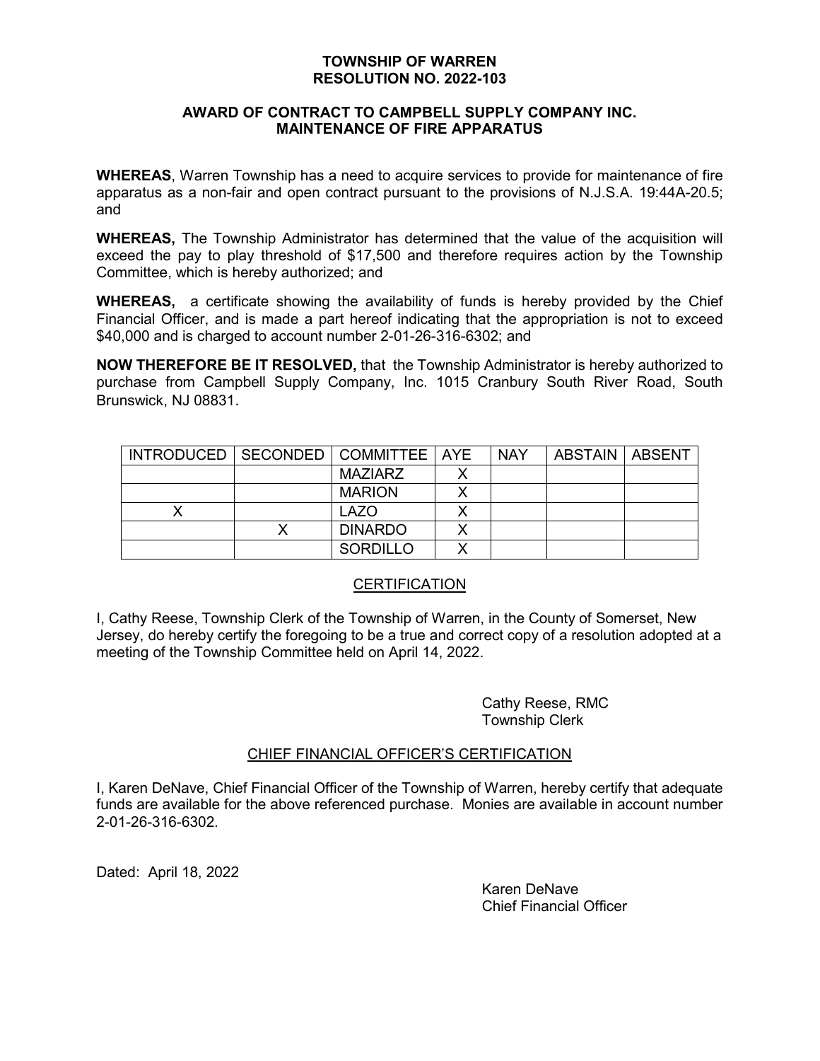# TOWNSHIP OF WARREN
# RESOLUTION NO. 2022-103

## AWARD OF CONTRACT TO CAMPBELL SUPPLY COMPANY INC. MAINTENANCE OF FIRE APPARATUS

**WHEREAS**, Warren Township has a need to acquire services to provide for maintenance of fire apparatus as a non-fair and open contract pursuant to the provisions of N.J.S.A. 19:44A-20.5; and

**WHEREAS,** The Township Administrator has determined that the value of the acquisition will exceed the pay to play threshold of $17,500 and therefore requires action by the Township Committee, which is hereby authorized; and

**WHEREAS,** a certificate showing the availability of funds is hereby provided by the Chief Financial Officer, and is made a part hereof indicating that the appropriation is not to exceed $40,000 and is charged to account number 2-01-26-316-6302; and

**NOW THEREFORE BE IT RESOLVED,** that the Township Administrator is hereby authorized to purchase from Campbell Supply Company, Inc. 1015 Cranbury South River Road, South Brunswick, NJ 08831.

| INTRODUCED | SECONDED | COMMITTEE | AYE | NAY | ABSTAIN | ABSENT |
|---|---|---|---|---|---|---|
| | | MAZIARZ | X | | | |
| | | MARION | X | | | |
| X | | LAZO | X | | | |
| | X | DINARDO | X | | | |
| | | SORDILLO | X | | | |

## CERTIFICATION

I, Cathy Reese, Township Clerk of the Township of Warren, in the County of Somerset, New Jersey, do hereby certify the foregoing to be a true and correct copy of a resolution adopted at a meeting of the Township Committee held on April 14, 2022.

Cathy Reese, RMC
Township Clerk

## CHIEF FINANCIAL OFFICER'S CERTIFICATION

I, Karen DeNave, Chief Financial Officer of the Township of Warren, hereby certify that adequate funds are available for the above referenced purchase. Monies are available in account number 2-01-26-316-6302.

Dated: April 18, 2022

Karen DeNave
Chief Financial Officer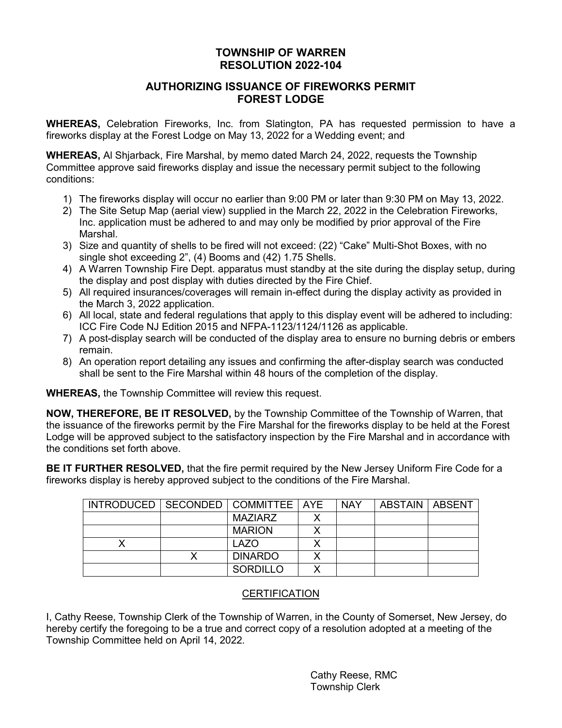# TOWNSHIP OF WARREN
# RESOLUTION 2022-104

## AUTHORIZING ISSUANCE OF FIREWORKS PERMIT
## FOREST LODGE

**WHEREAS,** Celebration Fireworks, Inc. from Slatington, PA has requested permission to have a fireworks display at the Forest Lodge on May 13, 2022 for a Wedding event; and

**WHEREAS,** Al Shjarback, Fire Marshal, by memo dated March 24, 2022, requests the Township Committee approve said fireworks display and issue the necessary permit subject to the following conditions:

1) The fireworks display will occur no earlier than 9:00 PM or later than 9:30 PM on May 13, 2022.
2) The Site Setup Map (aerial view) supplied in the March 22, 2022 in the Celebration Fireworks, Inc. application must be adhered to and may only be modified by prior approval of the Fire Marshal.
3) Size and quantity of shells to be fired will not exceed: (22) "Cake" Multi-Shot Boxes, with no single shot exceeding 2", (4) Booms and (42) 1.75 Shells.
4) A Warren Township Fire Dept. apparatus must standby at the site during the display setup, during the display and post display with duties directed by the Fire Chief.
5) All required insurances/coverages will remain in-effect during the display activity as provided in the March 3, 2022 application.
6) All local, state and federal regulations that apply to this display event will be adhered to including: ICC Fire Code NJ Edition 2015 and NFPA-1123/1124/1126 as applicable.
7) A post-display search will be conducted of the display area to ensure no burning debris or embers remain.
8) An operation report detailing any issues and confirming the after-display search was conducted shall be sent to the Fire Marshal within 48 hours of the completion of the display.

**WHEREAS,** the Township Committee will review this request.

**NOW, THEREFORE, BE IT RESOLVED,** by the Township Committee of the Township of Warren, that the issuance of the fireworks permit by the Fire Marshal for the fireworks display to be held at the Forest Lodge will be approved subject to the satisfactory inspection by the Fire Marshal and in accordance with the conditions set forth above.

**BE IT FURTHER RESOLVED,** that the fire permit required by the New Jersey Uniform Fire Code for a fireworks display is hereby approved subject to the conditions of the Fire Marshal.

| INTRODUCED | SECONDED | COMMITTEE | AYE | NAY | ABSTAIN | ABSENT |
|---|---|---|---|---|---|---|
| | | MAZIARZ | X | | | |
| | | MARION | X | | | |
| X | | LAZO | X | | | |
| | X | DINARDO | X | | | |
| | | SORDILLO | X | | | |

## CERTIFICATION

I, Cathy Reese, Township Clerk of the Township of Warren, in the County of Somerset, New Jersey, do hereby certify the foregoing to be a true and correct copy of a resolution adopted at a meeting of the Township Committee held on April 14, 2022.

Cathy Reese, RMC
Township Clerk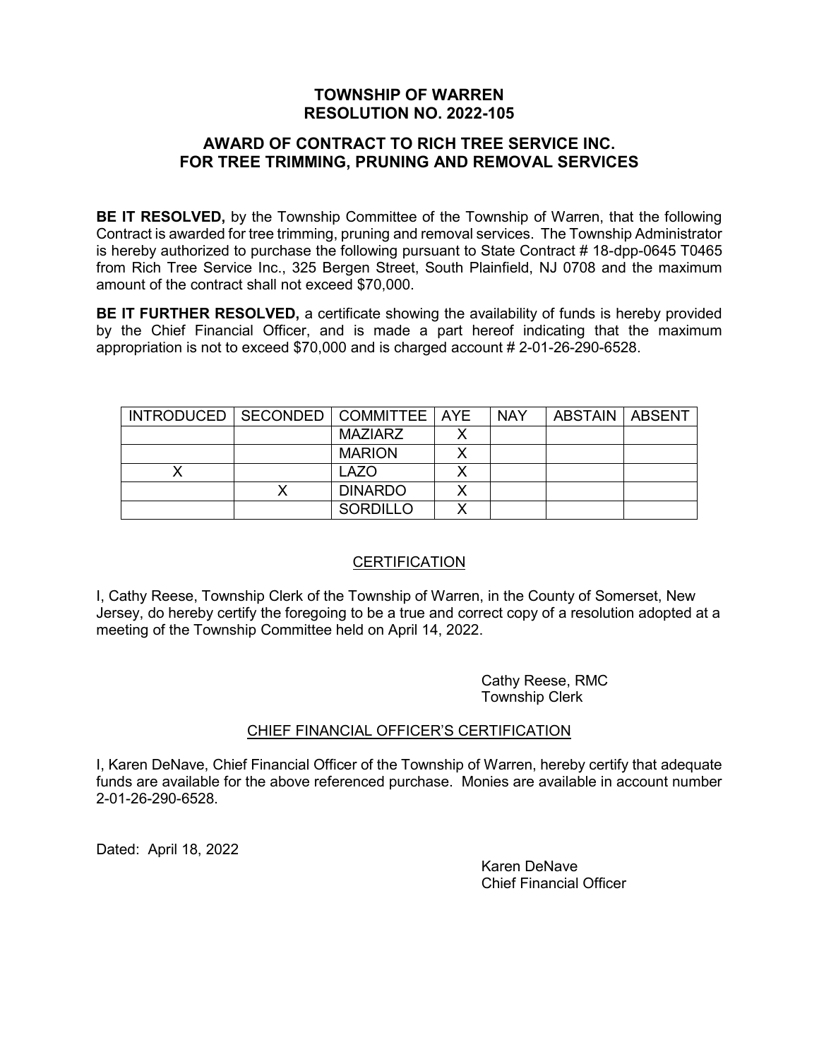# TOWNSHIP OF WARREN
# RESOLUTION NO. 2022-105

## AWARD OF CONTRACT TO RICH TREE SERVICE INC. FOR TREE TRIMMING, PRUNING AND REMOVAL SERVICES

**BE IT RESOLVED,** by the Township Committee of the Township of Warren, that the following Contract is awarded for tree trimming, pruning and removal services. The Township Administrator is hereby authorized to purchase the following pursuant to State Contract # 18-dpp-0645 T0465 from Rich Tree Service Inc., 325 Bergen Street, South Plainfield, NJ 0708 and the maximum amount of the contract shall not exceed $70,000.

**BE IT FURTHER RESOLVED,** a certificate showing the availability of funds is hereby provided by the Chief Financial Officer, and is made a part hereof indicating that the maximum appropriation is not to exceed $70,000 and is charged account # 2-01-26-290-6528.

| INTRODUCED | SECONDED | COMMITTEE | AYE | NAY | ABSTAIN | ABSENT |
| --- | --- | --- | --- | --- | --- | --- |
| | | MAZIARZ | X | | | |
| | | MARION | X | | | |
| X | | LAZO | X | | | |
| | X | DINARDO | X | | | |
| | | SORDILLO | X | | | |

<u>CERTIFICATION</u>

I, Cathy Reese, Township Clerk of the Township of Warren, in the County of Somerset, New Jersey, do hereby certify the foregoing to be a true and correct copy of a resolution adopted at a meeting of the Township Committee held on April 14, 2022.

Cathy Reese, RMC
Township Clerk

<u>CHIEF FINANCIAL OFFICER'S CERTIFICATION</u>

I, Karen DeNave, Chief Financial Officer of the Township of Warren, hereby certify that adequate funds are available for the above referenced purchase. Monies are available in account number 2-01-26-290-6528.

Dated: April 18, 2022

Karen DeNave
Chief Financial Officer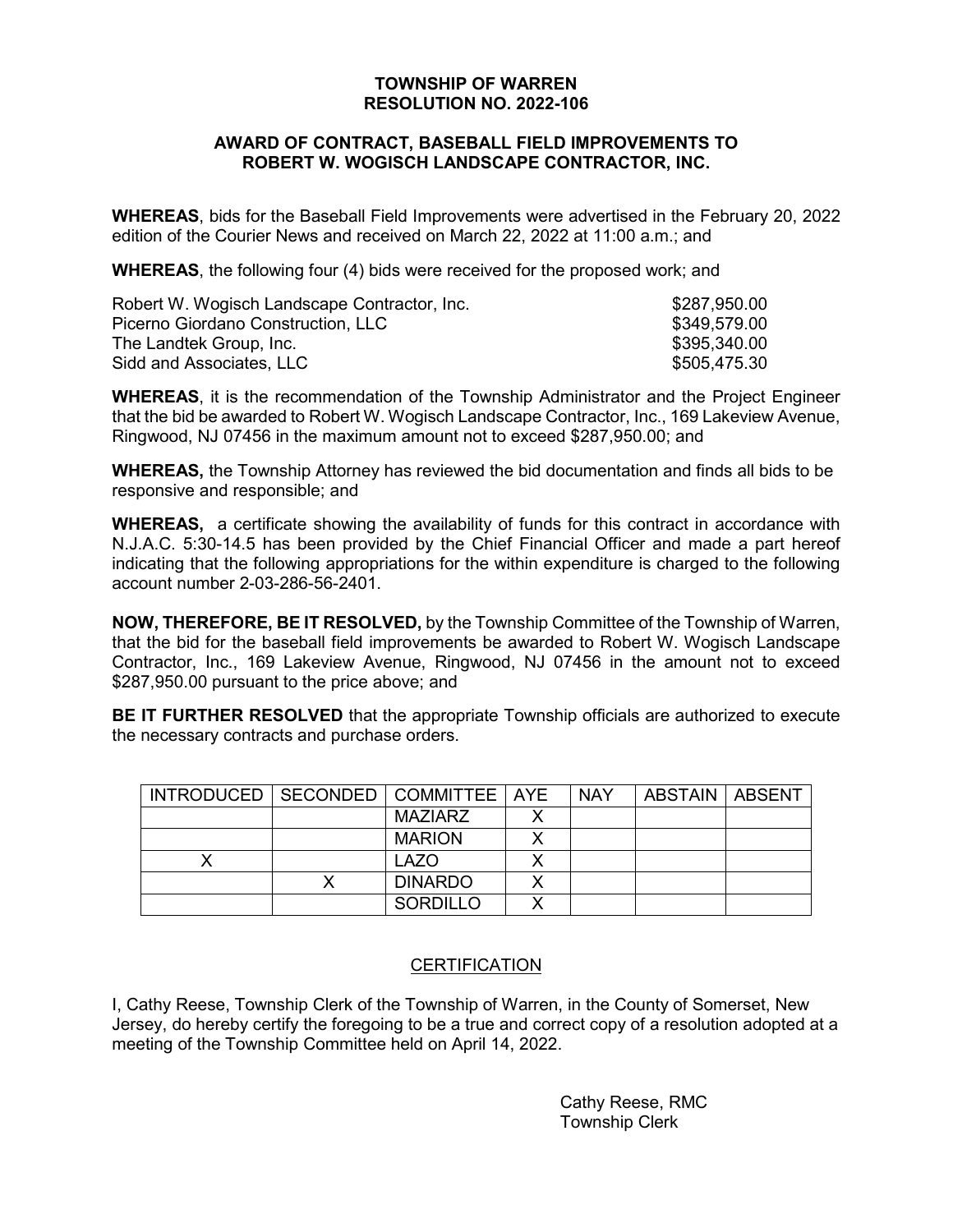# TOWNSHIP OF WARREN
# RESOLUTION NO. 2022-106

## AWARD OF CONTRACT, BASEBALL FIELD IMPROVEMENTS TO ROBERT W. WOGISCH LANDSCAPE CONTRACTOR, INC.

**WHEREAS**, bids for the Baseball Field Improvements were advertised in the February 20, 2022 edition of the Courier News and received on March 22, 2022 at 11:00 a.m.; and

**WHEREAS**, the following four (4) bids were received for the proposed work; and

| | |
|---|---|
| Robert W. Wogisch Landscape Contractor, Inc. | $287,950.00 |
| Picerno Giordano Construction, LLC | $349,579.00 |
| The Landtek Group, Inc. | $395,340.00 |
| Sidd and Associates, LLC | $505,475.30 |

**WHEREAS**, it is the recommendation of the Township Administrator and the Project Engineer that the bid be awarded to Robert W. Wogisch Landscape Contractor, Inc., 169 Lakeview Avenue, Ringwood, NJ 07456 in the maximum amount not to exceed $287,950.00; and

**WHEREAS,** the Township Attorney has reviewed the bid documentation and finds all bids to be responsive and responsible; and

**WHEREAS,** a certificate showing the availability of funds for this contract in accordance with N.J.A.C. 5:30-14.5 has been provided by the Chief Financial Officer and made a part hereof indicating that the following appropriations for the within expenditure is charged to the following account number 2-03-286-56-2401.

**NOW, THEREFORE, BE IT RESOLVED,** by the Township Committee of the Township of Warren, that the bid for the baseball field improvements be awarded to Robert W. Wogisch Landscape Contractor, Inc., 169 Lakeview Avenue, Ringwood, NJ 07456 in the amount not to exceed $287,950.00 pursuant to the price above; and

**BE IT FURTHER RESOLVED** that the appropriate Township officials are authorized to execute the necessary contracts and purchase orders.

| INTRODUCED | SECONDED | COMMITTEE | AYE | NAY | ABSTAIN | ABSENT |
|---|---|---|---|---|---|---|
| | | MAZIARZ | X | | | |
| | | MARION | X | | | |
| X | | LAZO | X | | | |
| | X | DINARDO | X | | | |
| | | SORDILLO | X | | | |

## CERTIFICATION

I, Cathy Reese, Township Clerk of the Township of Warren, in the County of Somerset, New Jersey, do hereby certify the foregoing to be a true and correct copy of a resolution adopted at a meeting of the Township Committee held on April 14, 2022.

Cathy Reese, RMC
Township Clerk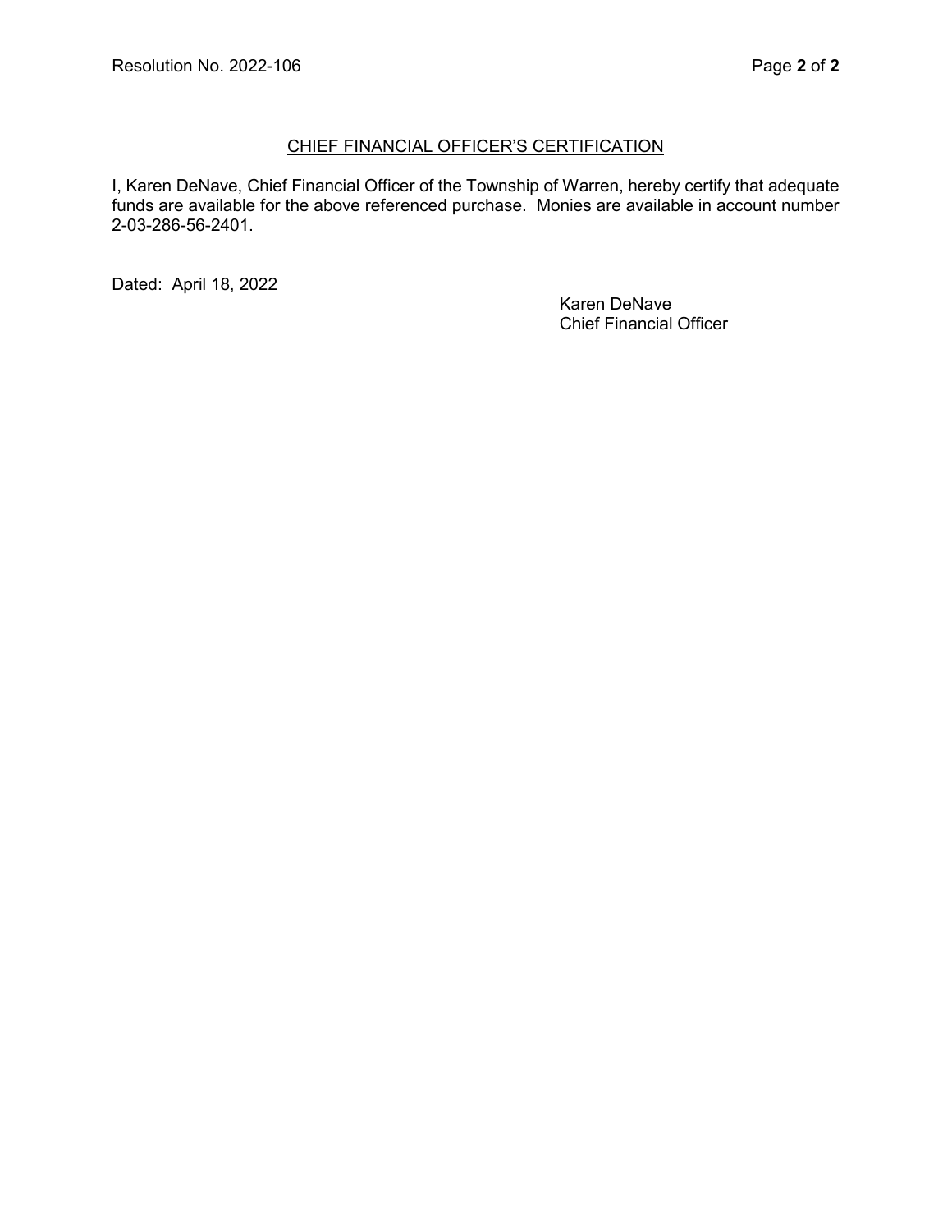## CHIEF FINANCIAL OFFICER'S CERTIFICATION

I, Karen DeNave, Chief Financial Officer of the Township of Warren, hereby certify that adequate funds are available for the above referenced purchase. Monies are available in account number 2-03-286-56-2401.

Dated: April 18, 2022

Karen DeNave
Chief Financial Officer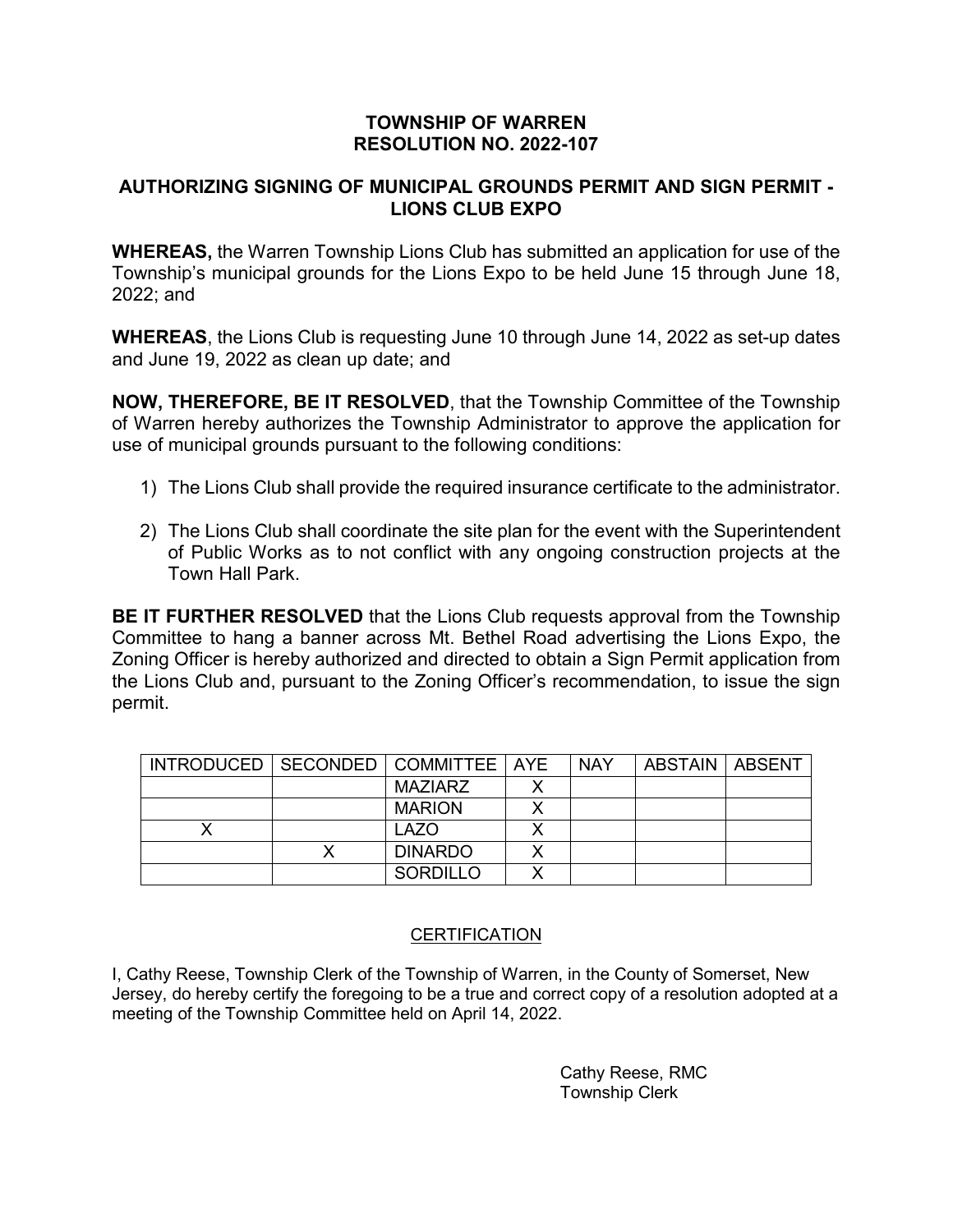# TOWNSHIP OF WARREN
# RESOLUTION NO. 2022-107

## AUTHORIZING SIGNING OF MUNICIPAL GROUNDS PERMIT AND SIGN PERMIT - LIONS CLUB EXPO

**WHEREAS,** the Warren Township Lions Club has submitted an application for use of the Township's municipal grounds for the Lions Expo to be held June 15 through June 18, 2022; and

**WHEREAS**, the Lions Club is requesting June 10 through June 14, 2022 as set-up dates and June 19, 2022 as clean up date; and

**NOW, THEREFORE, BE IT RESOLVED**, that the Township Committee of the Township of Warren hereby authorizes the Township Administrator to approve the application for use of municipal grounds pursuant to the following conditions:

1) The Lions Club shall provide the required insurance certificate to the administrator.

2) The Lions Club shall coordinate the site plan for the event with the Superintendent of Public Works as to not conflict with any ongoing construction projects at the Town Hall Park.

**BE IT FURTHER RESOLVED** that the Lions Club requests approval from the Township Committee to hang a banner across Mt. Bethel Road advertising the Lions Expo, the Zoning Officer is hereby authorized and directed to obtain a Sign Permit application from the Lions Club and, pursuant to the Zoning Officer's recommendation, to issue the sign permit.

| INTRODUCED | SECONDED | COMMITTEE | AYE | NAY | ABSTAIN | ABSENT |
|---|---|---|---|---|---|---|
| | | MAZIARZ | X | | | |
| | | MARION | X | | | |
| X | | LAZO | X | | | |
| | X | DINARDO | X | | | |
| | | SORDILLO | X | | | |

CERTIFICATION

I, Cathy Reese, Township Clerk of the Township of Warren, in the County of Somerset, New Jersey, do hereby certify the foregoing to be a true and correct copy of a resolution adopted at a meeting of the Township Committee held on April 14, 2022.

Cathy Reese, RMC
Township Clerk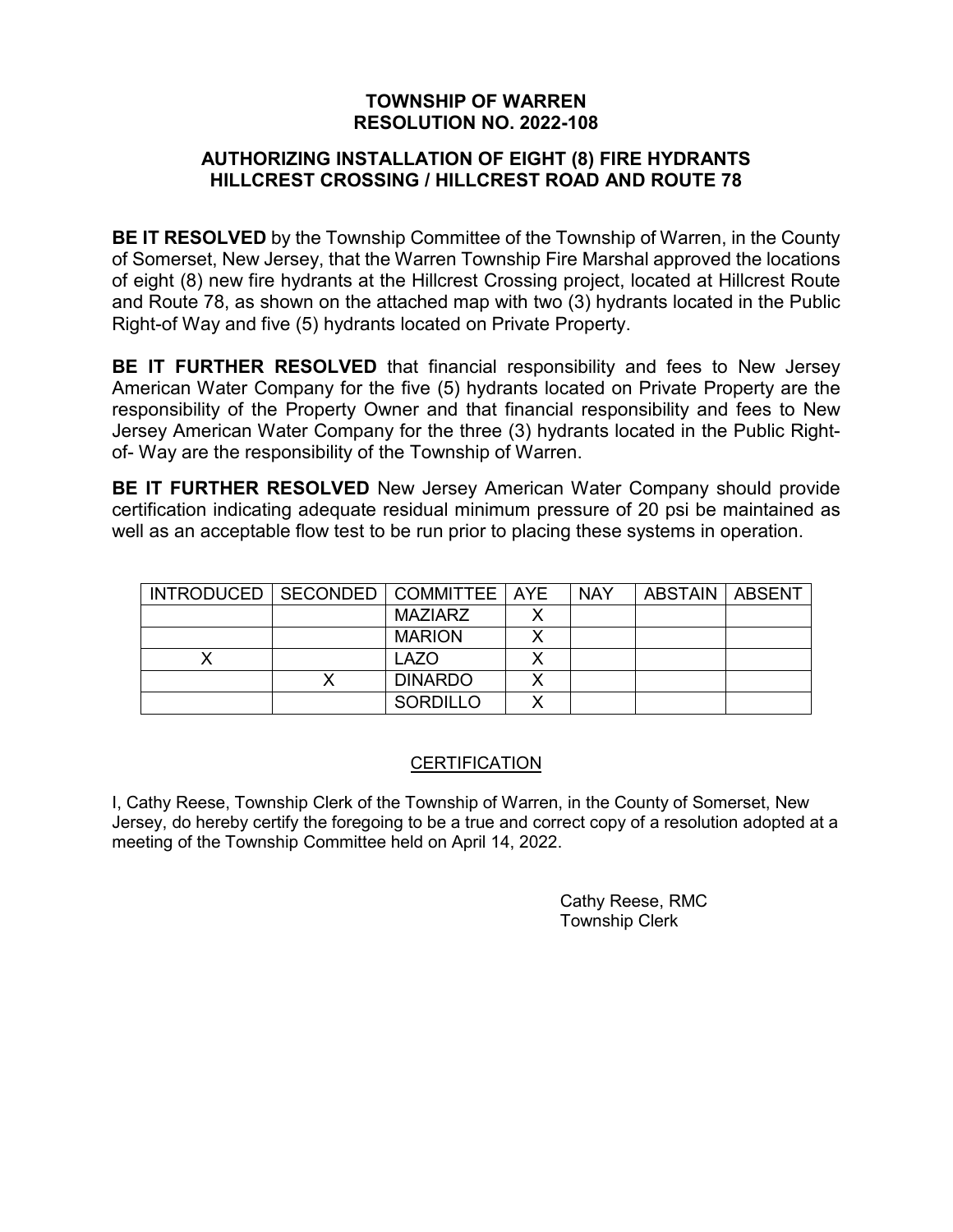**TOWNSHIP OF WARREN**
**RESOLUTION NO. 2022-108**

**AUTHORIZING INSTALLATION OF EIGHT (8) FIRE HYDRANTS**
**HILLCREST CROSSING / HILLCREST ROAD AND ROUTE 78**

**BE IT RESOLVED** by the Township Committee of the Township of Warren, in the County of Somerset, New Jersey, that the Warren Township Fire Marshal approved the locations of eight (8) new fire hydrants at the Hillcrest Crossing project, located at Hillcrest Route and Route 78, as shown on the attached map with two (3) hydrants located in the Public Right-of Way and five (5) hydrants located on Private Property.

**BE IT FURTHER RESOLVED** that financial responsibility and fees to New Jersey American Water Company for the five (5) hydrants located on Private Property are the responsibility of the Property Owner and that financial responsibility and fees to New Jersey American Water Company for the three (3) hydrants located in the Public Right-of- Way are the responsibility of the Township of Warren.

**BE IT FURTHER RESOLVED** New Jersey American Water Company should provide certification indicating adequate residual minimum pressure of 20 psi be maintained as well as an acceptable flow test to be run prior to placing these systems in operation.

| INTRODUCED | SECONDED | COMMITTEE | AYE | NAY | ABSTAIN | ABSENT |
|---|---|---|---|---|---|---|
| | | MAZIARZ | X | | | |
| | | MARION | X | | | |
| X | | LAZO | X | | | |
| | X | DINARDO | X | | | |
| | | SORDILLO | X | | | |

CERTIFICATION

I, Cathy Reese, Township Clerk of the Township of Warren, in the County of Somerset, New Jersey, do hereby certify the foregoing to be a true and correct copy of a resolution adopted at a meeting of the Township Committee held on April 14, 2022.

Cathy Reese, RMC
Township Clerk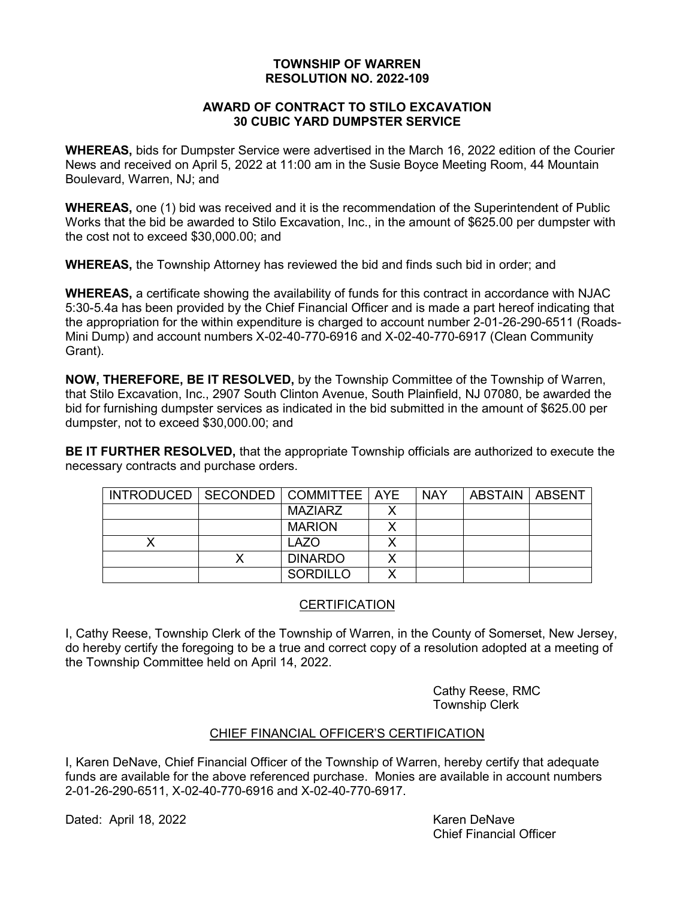# TOWNSHIP OF WARREN
## RESOLUTION NO. 2022-109

## AWARD OF CONTRACT TO STILO EXCAVATION
## 30 CUBIC YARD DUMPSTER SERVICE

**WHEREAS,** bids for Dumpster Service were advertised in the March 16, 2022 edition of the Courier News and received on April 5, 2022 at 11:00 am in the Susie Boyce Meeting Room, 44 Mountain Boulevard, Warren, NJ; and

**WHEREAS,** one (1) bid was received and it is the recommendation of the Superintendent of Public Works that the bid be awarded to Stilo Excavation, Inc., in the amount of $625.00 per dumpster with the cost not to exceed $30,000.00; and

**WHEREAS,** the Township Attorney has reviewed the bid and finds such bid in order; and

**WHEREAS,** a certificate showing the availability of funds for this contract in accordance with NJAC 5:30-5.4a has been provided by the Chief Financial Officer and is made a part hereof indicating that the appropriation for the within expenditure is charged to account number 2-01-26-290-6511 (Roads-Mini Dump) and account numbers X-02-40-770-6916 and X-02-40-770-6917 (Clean Community Grant).

**NOW, THEREFORE, BE IT RESOLVED,** by the Township Committee of the Township of Warren, that Stilo Excavation, Inc., 2907 South Clinton Avenue, South Plainfield, NJ 07080, be awarded the bid for furnishing dumpster services as indicated in the bid submitted in the amount of $625.00 per dumpster, not to exceed $30,000.00; and

**BE IT FURTHER RESOLVED,** that the appropriate Township officials are authorized to execute the necessary contracts and purchase orders.

| INTRODUCED | SECONDED | COMMITTEE | AYE | NAY | ABSTAIN | ABSENT |
|---|---|---|---|---|---|---|
| | | MAZIARZ | X | | | |
| | | MARION | X | | | |
| X | | LAZO | X | | | |
| | X | DINARDO | X | | | |
| | | SORDILLO | X | | | |

## CERTIFICATION

I, Cathy Reese, Township Clerk of the Township of Warren, in the County of Somerset, New Jersey, do hereby certify the foregoing to be a true and correct copy of a resolution adopted at a meeting of the Township Committee held on April 14, 2022.

Cathy Reese, RMC
Township Clerk

## CHIEF FINANCIAL OFFICER'S CERTIFICATION

I, Karen DeNave, Chief Financial Officer of the Township of Warren, hereby certify that adequate funds are available for the above referenced purchase. Monies are available in account numbers 2-01-26-290-6511, X-02-40-770-6916 and X-02-40-770-6917.

Dated: April 18, 2022

Karen DeNave
Chief Financial Officer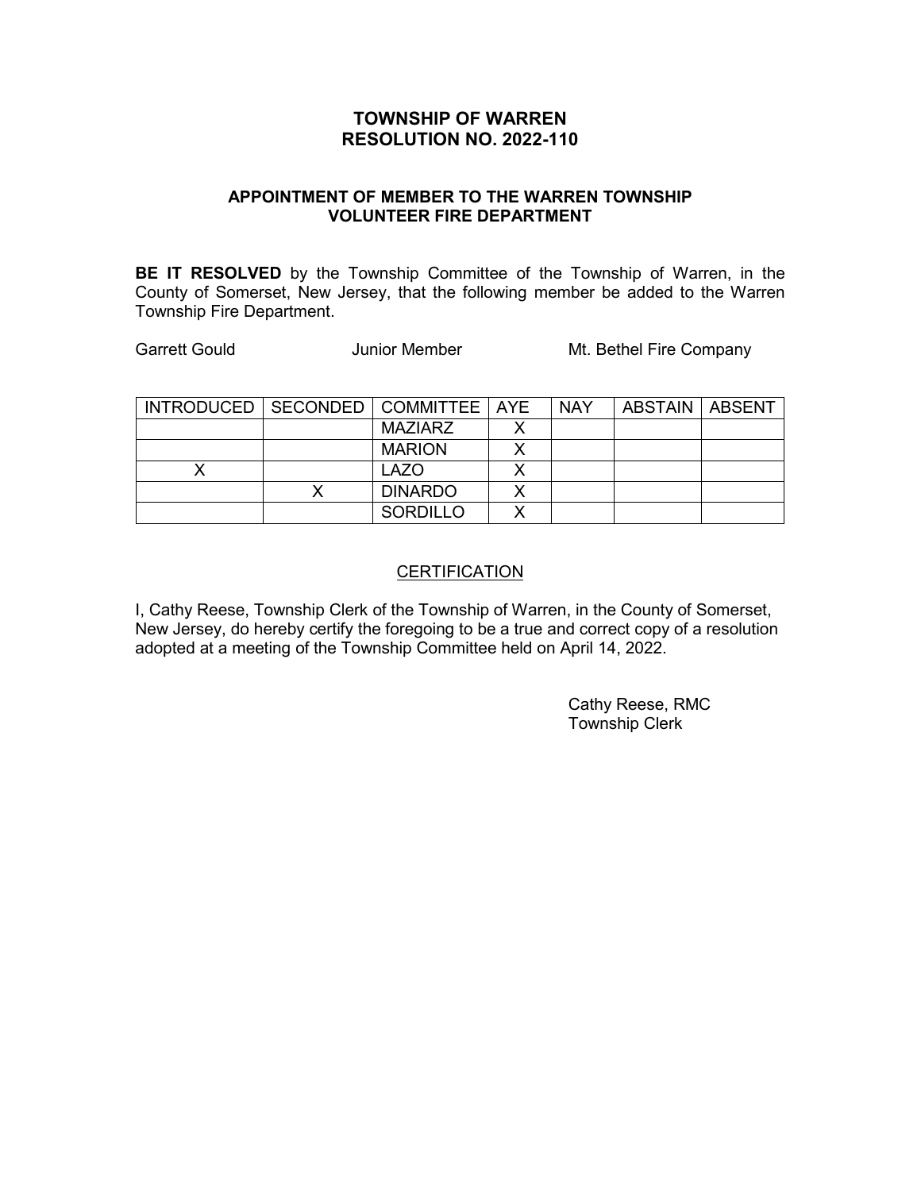# TOWNSHIP OF WARREN
# RESOLUTION NO. 2022-110

## APPOINTMENT OF MEMBER TO THE WARREN TOWNSHIP VOLUNTEER FIRE DEPARTMENT

**BE IT RESOLVED** by the Township Committee of the Township of Warren, in the County of Somerset, New Jersey, that the following member be added to the Warren Township Fire Department.

Garrett Gould　　Junior Member　　Mt. Bethel Fire Company

| INTRODUCED | SECONDED | COMMITTEE | AYE | NAY | ABSTAIN | ABSENT |
|---|---|---|---|---|---|---|
| | | MAZIARZ | X | | | |
| | | MARION | X | | | |
| X | | LAZO | X | | | |
| | X | DINARDO | X | | | |
| | | SORDILLO | X | | | |

CERTIFICATION

I, Cathy Reese, Township Clerk of the Township of Warren, in the County of Somerset, New Jersey, do hereby certify the foregoing to be a true and correct copy of a resolution adopted at a meeting of the Township Committee held on April 14, 2022.

Cathy Reese, RMC
Township Clerk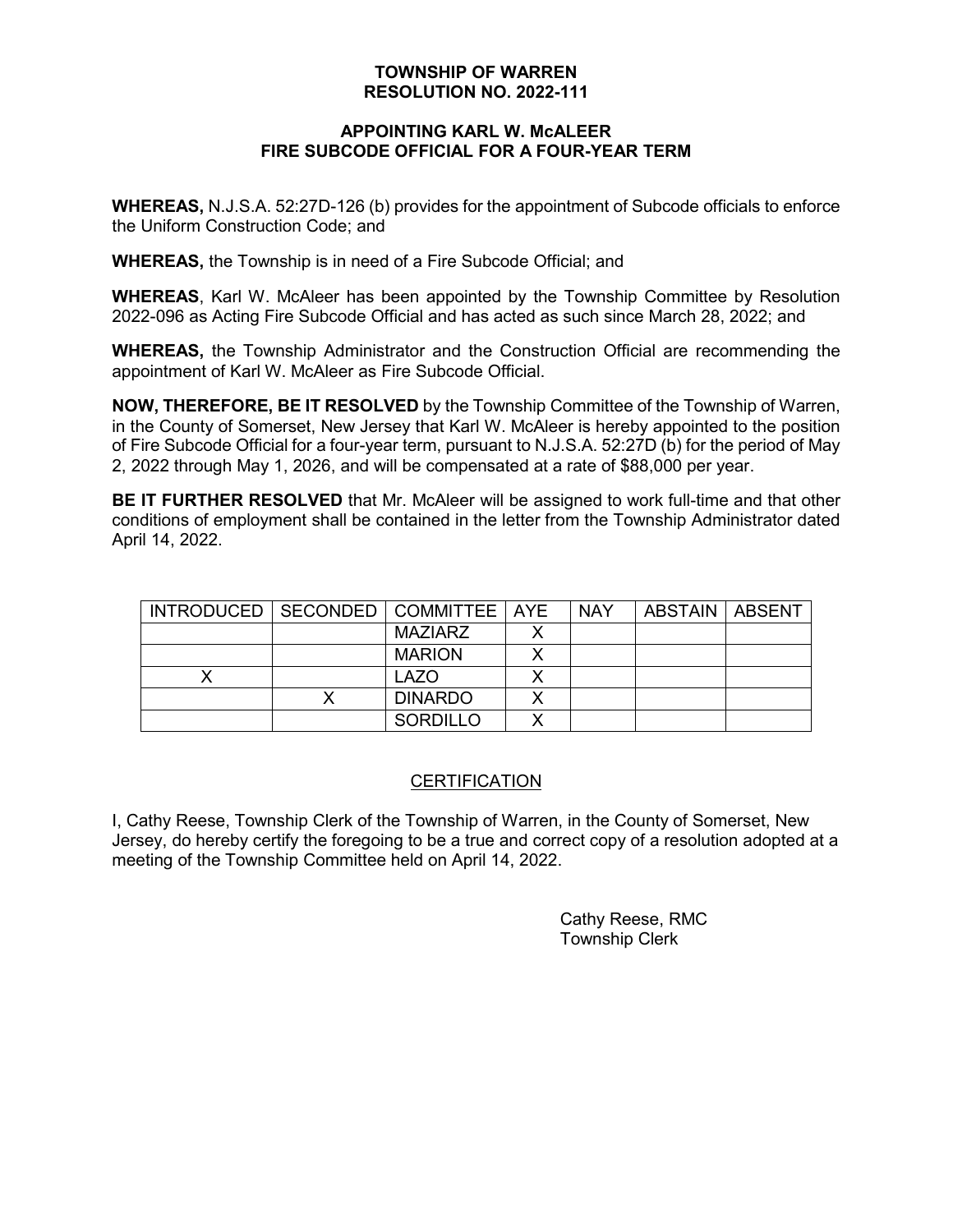**TOWNSHIP OF WARREN**
**RESOLUTION NO. 2022-111**

**APPOINTING KARL W. McALEER**
**FIRE SUBCODE OFFICIAL FOR A FOUR-YEAR TERM**

**WHEREAS,** N.J.S.A. 52:27D-126 (b) provides for the appointment of Subcode officials to enforce the Uniform Construction Code; and

**WHEREAS,** the Township is in need of a Fire Subcode Official; and

**WHEREAS**, Karl W. McAleer has been appointed by the Township Committee by Resolution 2022-096 as Acting Fire Subcode Official and has acted as such since March 28, 2022; and

**WHEREAS,** the Township Administrator and the Construction Official are recommending the appointment of Karl W. McAleer as Fire Subcode Official.

**NOW, THEREFORE, BE IT RESOLVED** by the Township Committee of the Township of Warren, in the County of Somerset, New Jersey that Karl W. McAleer is hereby appointed to the position of Fire Subcode Official for a four-year term, pursuant to N.J.S.A. 52:27D (b) for the period of May 2, 2022 through May 1, 2026, and will be compensated at a rate of $88,000 per year.

**BE IT FURTHER RESOLVED** that Mr. McAleer will be assigned to work full-time and that other conditions of employment shall be contained in the letter from the Township Administrator dated April 14, 2022.

| INTRODUCED | SECONDED | COMMITTEE | AYE | NAY | ABSTAIN | ABSENT |
|---|---|---|---|---|---|---|
| | | MAZIARZ | X | | | |
| | | MARION | X | | | |
| X | | LAZO | X | | | |
| | X | DINARDO | X | | | |
| | | SORDILLO | X | | | |

CERTIFICATION

I, Cathy Reese, Township Clerk of the Township of Warren, in the County of Somerset, New Jersey, do hereby certify the foregoing to be a true and correct copy of a resolution adopted at a meeting of the Township Committee held on April 14, 2022.

Cathy Reese, RMC
Township Clerk